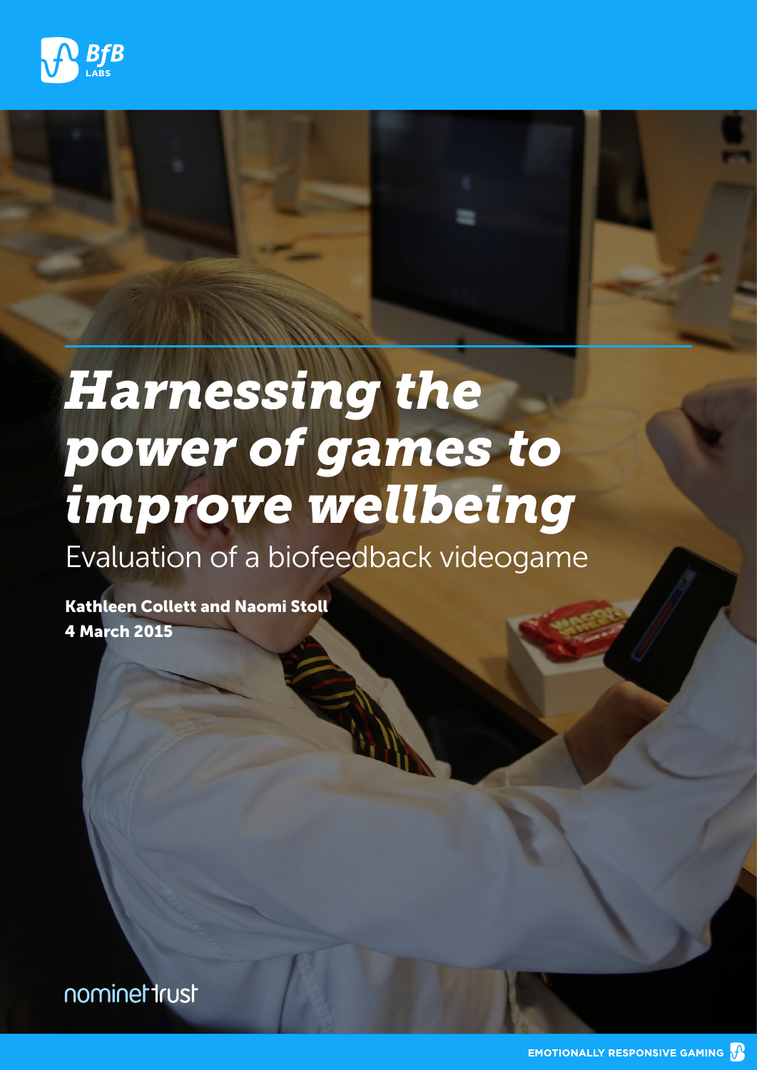BfB LABS

# *Harnessing the power of games to improve wellbeing*

## Evaluation of a biofeedback videogame

**Kathleen Collett and Naomi Stoll**
**4 March 2015**

nominettrust

EMOTIONALLY RESPONSIVE GAMING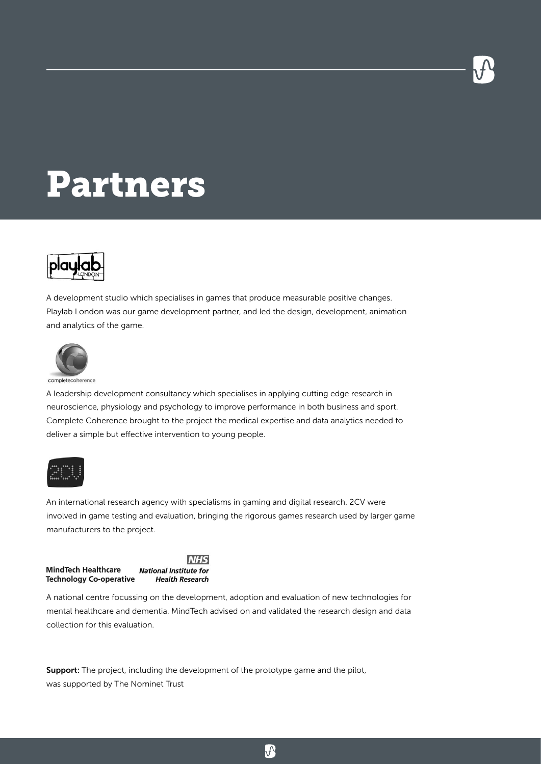# Partners

A development studio which specialises in games that produce measurable positive changes. Playlab London was our game development partner, and led the design, development, animation and analytics of the game.

A leadership development consultancy which specialises in applying cutting edge research in neuroscience, physiology and psychology to improve performance in both business and sport. Complete Coherence brought to the project the medical expertise and data analytics needed to deliver a simple but effective intervention to young people.

An international research agency with specialisms in gaming and digital research. 2CV were involved in game testing and evaluation, bringing the rigorous games research used by larger game manufacturers to the project.

A national centre focussing on the development, adoption and evaluation of new technologies for mental healthcare and dementia. MindTech advised on and validated the research design and data collection for this evaluation.

**Support:** The project, including the development of the prototype game and the pilot, was supported by The Nominet Trust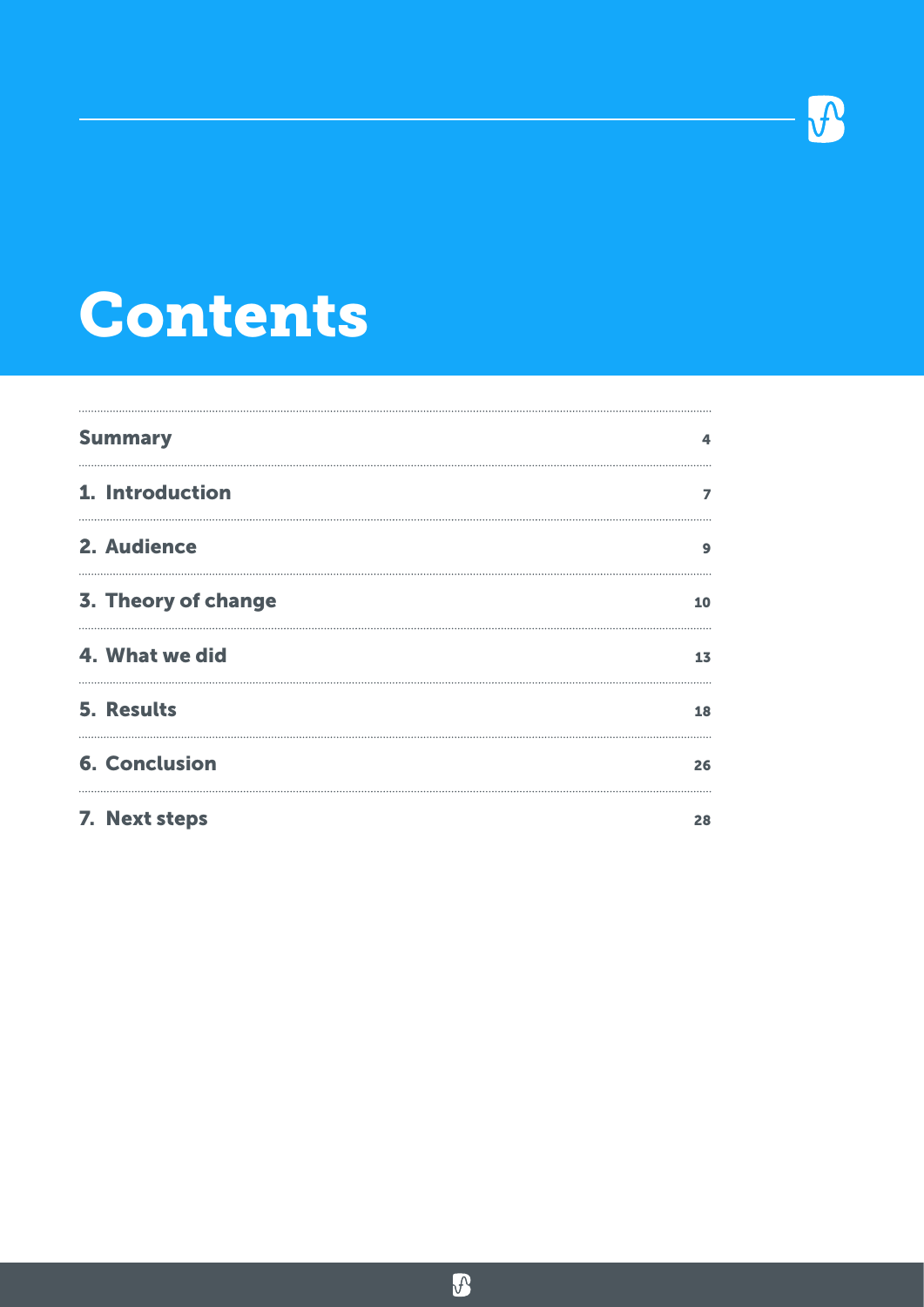# Contents

| | |
|---|---|
| **Summary** | 4 |
| **1. Introduction** | 7 |
| **2. Audience** | 9 |
| **3. Theory of change** | 10 |
| **4. What we did** | 13 |
| **5. Results** | 18 |
| **6. Conclusion** | 26 |
| **7. Next steps** | 28 |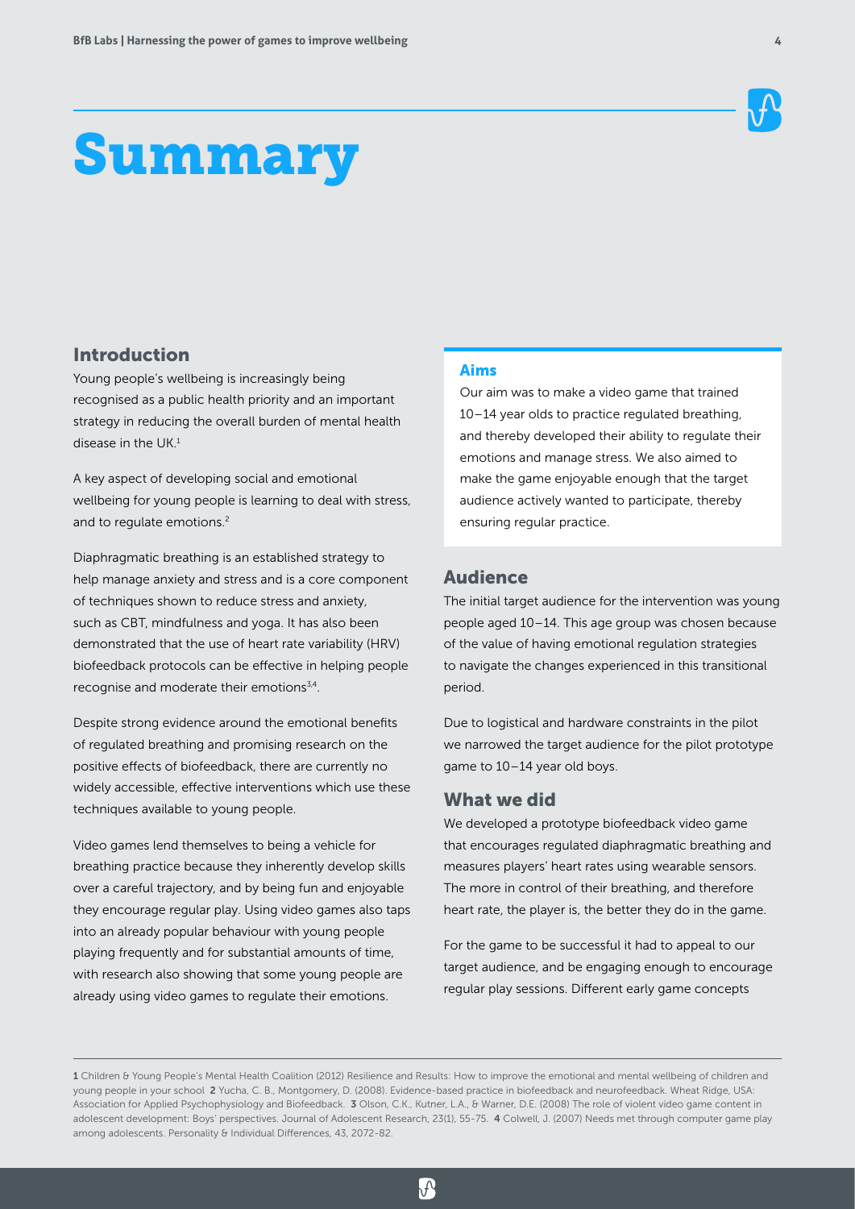# Summary

## Introduction

Young people's wellbeing is increasingly being recognised as a public health priority and an important strategy in reducing the overall burden of mental health disease in the UK.[1]

A key aspect of developing social and emotional wellbeing for young people is learning to deal with stress, and to regulate emotions.[2]

Diaphragmatic breathing is an established strategy to help manage anxiety and stress and is a core component of techniques shown to reduce stress and anxiety, such as CBT, mindfulness and yoga. It has also been demonstrated that the use of heart rate variability (HRV) biofeedback protocols can be effective in helping people recognise and moderate their emotions[3,4].

Despite strong evidence around the emotional benefits of regulated breathing and promising research on the positive effects of biofeedback, there are currently no widely accessible, effective interventions which use these techniques available to young people.

Video games lend themselves to being a vehicle for breathing practice because they inherently develop skills over a careful trajectory, and by being fun and enjoyable they encourage regular play. Using video games also taps into an already popular behaviour with young people playing frequently and for substantial amounts of time, with research also showing that some young people are already using video games to regulate their emotions.

### Aims

Our aim was to make a video game that trained 10–14 year olds to practice regulated breathing, and thereby developed their ability to regulate their emotions and manage stress. We also aimed to make the game enjoyable enough that the target audience actively wanted to participate, thereby ensuring regular practice.

## Audience

The initial target audience for the intervention was young people aged 10–14. This age group was chosen because of the value of having emotional regulation strategies to navigate the changes experienced in this transitional period.

Due to logistical and hardware constraints in the pilot we narrowed the target audience for the pilot prototype game to 10–14 year old boys.

## What we did

We developed a prototype biofeedback video game that encourages regulated diaphragmatic breathing and measures players' heart rates using wearable sensors. The more in control of their breathing, and therefore heart rate, the player is, the better they do in the game.

For the game to be successful it had to appeal to our target audience, and be engaging enough to encourage regular play sessions. Different early game concepts

---

**1** Children & Young People's Mental Health Coalition (2012) Resilience and Results: How to improve the emotional and mental wellbeing of children and young people in your school **2** Yucha, C. B., Montgomery, D. (2008). Evidence-based practice in biofeedback and neurofeedback. Wheat Ridge, USA: Association for Applied Psychophysiology and Biofeedback. **3** Olson, C.K., Kutner, L.A., & Warner, D.E. (2008) The role of violent video game content in adolescent development: Boys' perspectives. Journal of Adolescent Research, 23(1), 55-75. **4** Colwell, J. (2007) Needs met through computer game play among adolescents. Personality & Individual Differences, 43, 2072-82.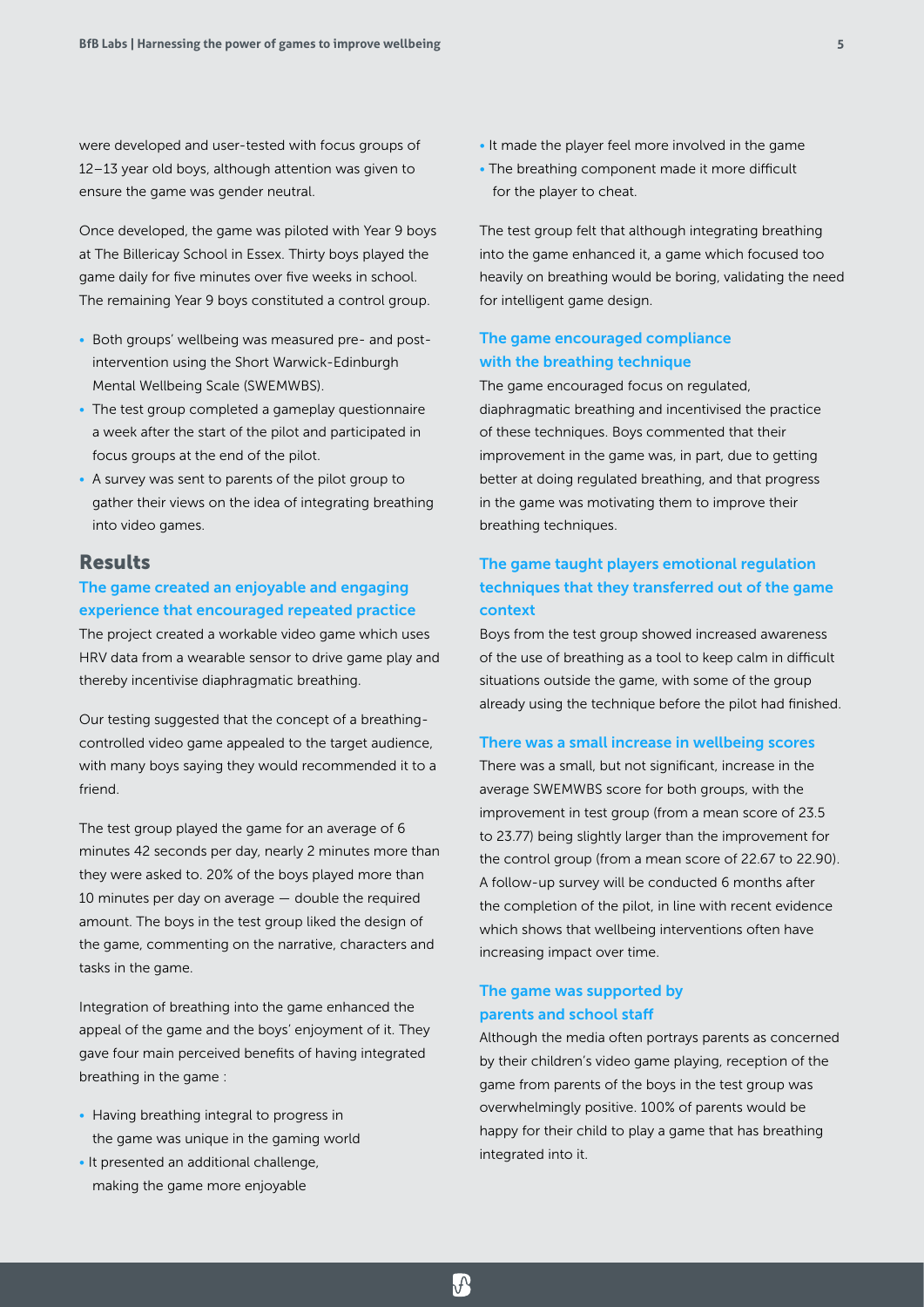were developed and user-tested with focus groups of 12–13 year old boys, although attention was given to ensure the game was gender neutral.

Once developed, the game was piloted with Year 9 boys at The Billericay School in Essex. Thirty boys played the game daily for five minutes over five weeks in school. The remaining Year 9 boys constituted a control group.

- Both groups' wellbeing was measured pre- and post-intervention using the Short Warwick-Edinburgh Mental Wellbeing Scale (SWEMWBS).
- The test group completed a gameplay questionnaire a week after the start of the pilot and participated in focus groups at the end of the pilot.
- A survey was sent to parents of the pilot group to gather their views on the idea of integrating breathing into video games.

## Results

### The game created an enjoyable and engaging experience that encouraged repeated practice

The project created a workable video game which uses HRV data from a wearable sensor to drive game play and thereby incentivise diaphragmatic breathing.

Our testing suggested that the concept of a breathing-controlled video game appealed to the target audience, with many boys saying they would recommended it to a friend.

The test group played the game for an average of 6 minutes 42 seconds per day, nearly 2 minutes more than they were asked to. 20% of the boys played more than 10 minutes per day on average — double the required amount. The boys in the test group liked the design of the game, commenting on the narrative, characters and tasks in the game.

Integration of breathing into the game enhanced the appeal of the game and the boys' enjoyment of it. They gave four main perceived benefits of having integrated breathing in the game :

- Having breathing integral to progress in the game was unique in the gaming world
- It presented an additional challenge, making the game more enjoyable
- It made the player feel more involved in the game
- The breathing component made it more difficult for the player to cheat.

The test group felt that although integrating breathing into the game enhanced it, a game which focused too heavily on breathing would be boring, validating the need for intelligent game design.

### The game encouraged compliance with the breathing technique

The game encouraged focus on regulated, diaphragmatic breathing and incentivised the practice of these techniques. Boys commented that their improvement in the game was, in part, due to getting better at doing regulated breathing, and that progress in the game was motivating them to improve their breathing techniques.

### The game taught players emotional regulation techniques that they transferred out of the game context

Boys from the test group showed increased awareness of the use of breathing as a tool to keep calm in difficult situations outside the game, with some of the group already using the technique before the pilot had finished.

### There was a small increase in wellbeing scores

There was a small, but not significant, increase in the average SWEMWBS score for both groups, with the improvement in test group (from a mean score of 23.5 to 23.77) being slightly larger than the improvement for the control group (from a mean score of 22.67 to 22.90). A follow-up survey will be conducted 6 months after the completion of the pilot, in line with recent evidence which shows that wellbeing interventions often have increasing impact over time.

### The game was supported by parents and school staff

Although the media often portrays parents as concerned by their children's video game playing, reception of the game from parents of the boys in the test group was overwhelmingly positive. 100% of parents would be happy for their child to play a game that has breathing integrated into it.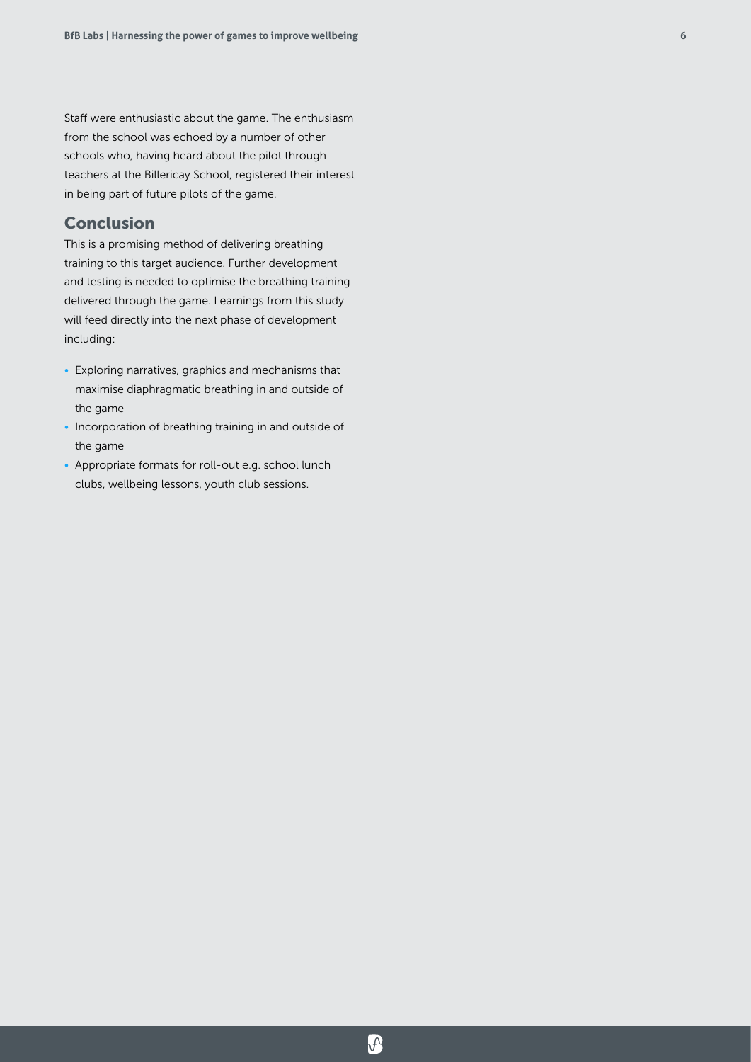Staff were enthusiastic about the game. The enthusiasm from the school was echoed by a number of other schools who, having heard about the pilot through teachers at the Billericay School, registered their interest in being part of future pilots of the game.

## Conclusion

This is a promising method of delivering breathing training to this target audience. Further development and testing is needed to optimise the breathing training delivered through the game. Learnings from this study will feed directly into the next phase of development including:

- Exploring narratives, graphics and mechanisms that maximise diaphragmatic breathing in and outside of the game
- Incorporation of breathing training in and outside of the game
- Appropriate formats for roll-out e.g. school lunch clubs, wellbeing lessons, youth club sessions.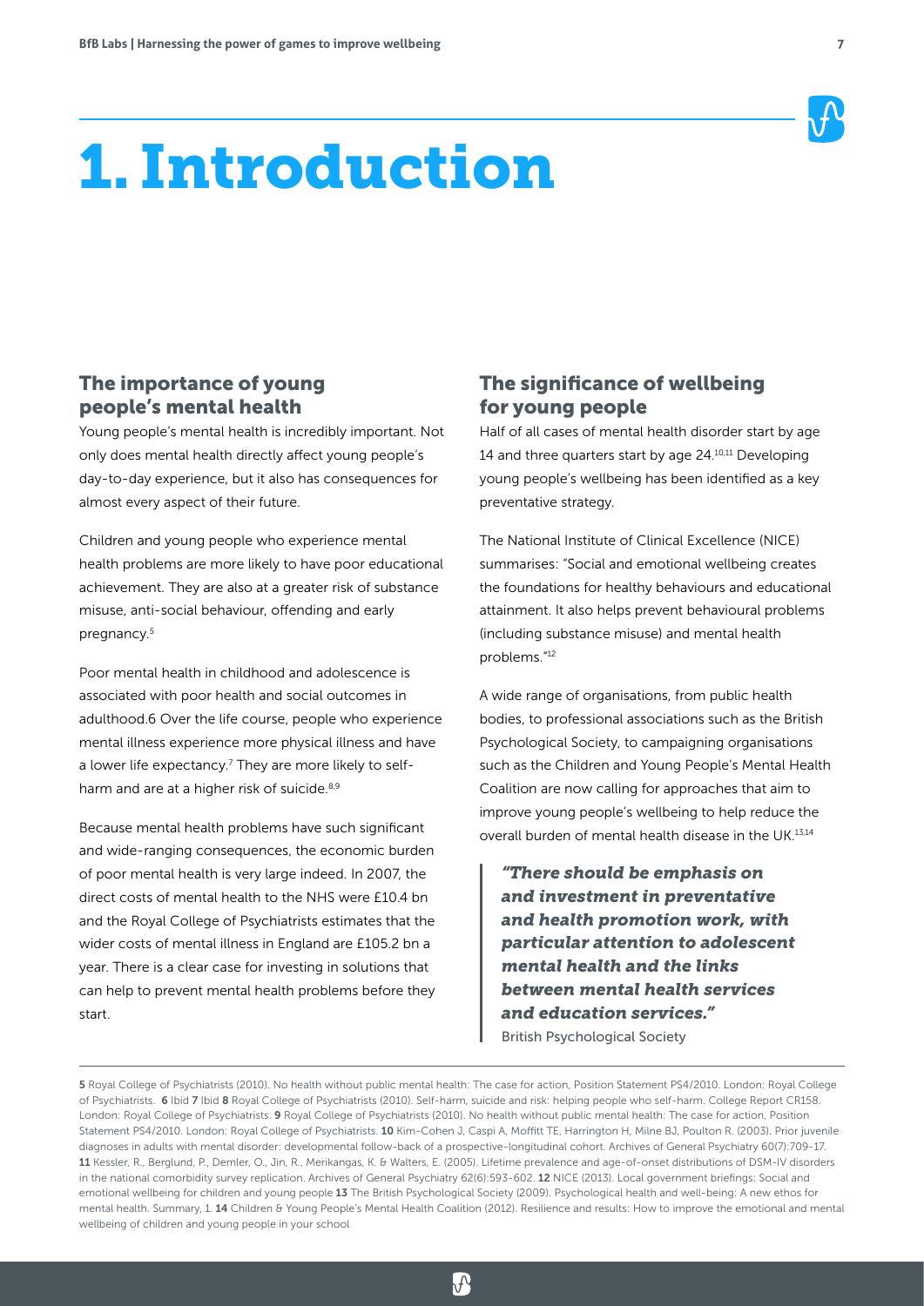# 1. Introduction

## The importance of young people's mental health

Young people's mental health is incredibly important. Not only does mental health directly affect young people's day-to-day experience, but it also has consequences for almost every aspect of their future.

Children and young people who experience mental health problems are more likely to have poor educational achievement. They are also at a greater risk of substance misuse, anti-social behaviour, offending and early pregnancy.[5]

Poor mental health in childhood and adolescence is associated with poor health and social outcomes in adulthood.6 Over the life course, people who experience mental illness experience more physical illness and have a lower life expectancy.[7] They are more likely to self-harm and are at a higher risk of suicide.[8,9]

Because mental health problems have such significant and wide-ranging consequences, the economic burden of poor mental health is very large indeed. In 2007, the direct costs of mental health to the NHS were £10.4 bn and the Royal College of Psychiatrists estimates that the wider costs of mental illness in England are £105.2 bn a year. There is a clear case for investing in solutions that can help to prevent mental health problems before they start.

## The significance of wellbeing for young people

Half of all cases of mental health disorder start by age 14 and three quarters start by age 24.[10,11] Developing young people's wellbeing has been identified as a key preventative strategy.

The National Institute of Clinical Excellence (NICE) summarises: "Social and emotional wellbeing creates the foundations for healthy behaviours and educational attainment. It also helps prevent behavioural problems (including substance misuse) and mental health problems."[12]

A wide range of organisations, from public health bodies, to professional associations such as the British Psychological Society, to campaigning organisations such as the Children and Young People's Mental Health Coalition are now calling for approaches that aim to improve young people's wellbeing to help reduce the overall burden of mental health disease in the UK.[13,14]

> ***"There should be emphasis on and investment in preventative and health promotion work, with particular attention to adolescent mental health and the links between mental health services and education services."***
> British Psychological Society

---

**5** Royal College of Psychiatrists (2010). No health without public mental health: The case for action, Position Statement PS4/2010. London: Royal College of Psychiatrists. **6** Ibid **7** Ibid **8** Royal College of Psychiatrists (2010). Self-harm, suicide and risk: helping people who self-harm. College Report CR158. London: Royal College of Psychiatrists. **9** Royal College of Psychiatrists (2010). No health without public mental health: The case for action, Position Statement PS4/2010. London: Royal College of Psychiatrists. **10** Kim-Cohen J, Caspi A, Moffitt TE, Harrington H, Milne BJ, Poulton R. (2003). Prior juvenile diagnoses in adults with mental disorder: developmental follow-back of a prospective-longitudinal cohort. Archives of General Psychiatry 60(7):709-17. **11** Kessler, R., Berglund, P., Demler, O., Jin, R., Merikangas, K. & Walters, E. (2005). Lifetime prevalence and age-of-onset distributions of DSM-IV disorders in the national comorbidity survey replication. Archives of General Psychiatry 62(6):593-602. **12** NICE (2013). Local government briefings: Social and emotional wellbeing for children and young people **13** The British Psychological Society (2009). Psychological health and well-being: A new ethos for mental health. Summary, 1. **14** Children & Young People's Mental Health Coalition (2012). Resilience and results: How to improve the emotional and mental wellbeing of children and young people in your school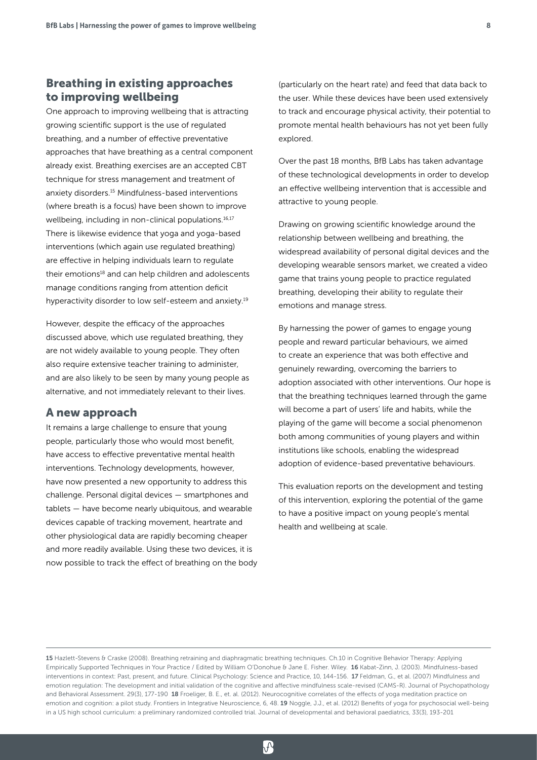## Breathing in existing approaches to improving wellbeing

One approach to improving wellbeing that is attracting growing scientific support is the use of regulated breathing, and a number of effective preventative approaches that have breathing as a central component already exist. Breathing exercises are an accepted CBT technique for stress management and treatment of anxiety disorders.[15] Mindfulness-based interventions (where breath is a focus) have been shown to improve wellbeing, including in non-clinical populations.[16,17] There is likewise evidence that yoga and yoga-based interventions (which again use regulated breathing) are effective in helping individuals learn to regulate their emotions[18] and can help children and adolescents manage conditions ranging from attention deficit hyperactivity disorder to low self-esteem and anxiety.[19]

However, despite the efficacy of the approaches discussed above, which use regulated breathing, they are not widely available to young people. They often also require extensive teacher training to administer, and are also likely to be seen by many young people as alternative, and not immediately relevant to their lives.

## A new approach

It remains a large challenge to ensure that young people, particularly those who would most benefit, have access to effective preventative mental health interventions. Technology developments, however, have now presented a new opportunity to address this challenge. Personal digital devices — smartphones and tablets — have become nearly ubiquitous, and wearable devices capable of tracking movement, heartrate and other physiological data are rapidly becoming cheaper and more readily available. Using these two devices, it is now possible to track the effect of breathing on the body (particularly on the heart rate) and feed that data back to the user. While these devices have been used extensively to track and encourage physical activity, their potential to promote mental health behaviours has not yet been fully explored.

Over the past 18 months, BfB Labs has taken advantage of these technological developments in order to develop an effective wellbeing intervention that is accessible and attractive to young people.

Drawing on growing scientific knowledge around the relationship between wellbeing and breathing, the widespread availability of personal digital devices and the developing wearable sensors market, we created a video game that trains young people to practice regulated breathing, developing their ability to regulate their emotions and manage stress.

By harnessing the power of games to engage young people and reward particular behaviours, we aimed to create an experience that was both effective and genuinely rewarding, overcoming the barriers to adoption associated with other interventions. Our hope is that the breathing techniques learned through the game will become a part of users' life and habits, while the playing of the game will become a social phenomenon both among communities of young players and within institutions like schools, enabling the widespread adoption of evidence-based preventative behaviours.

This evaluation reports on the development and testing of this intervention, exploring the potential of the game to have a positive impact on young people's mental health and wellbeing at scale.

---

**15** Hazlett-Stevens & Craske (2008). Breathing retraining and diaphragmatic breathing techniques. Ch.10 in Cognitive Behavior Therapy: Applying Empirically Supported Techniques in Your Practice / Edited by William O'Donohue & Jane E. Fisher. Wiley. **16** Kabat-Zinn, J. (2003). Mindfulness-based interventions in context: Past, present, and future. Clinical Psychology: Science and Practice, 10, 144-156. **17** Feldman, G., et al. (2007) Mindfulness and emotion regulation: The development and initial validation of the cognitive and affective mindfulness scale-revised (CAMS-R). Journal of Psychopathology and Behavioral Assessment. 29(3), 177-190 **18** Froeliger, B. E., et. al. (2012). Neurocognitive correlates of the effects of yoga meditation practice on emotion and cognition: a pilot study. Frontiers in Integrative Neuroscience, 6, 48. **19** Noggle, J.J., et al. (2012) Benefits of yoga for psychosocial well-being in a US high school curriculum: a preliminary randomized controlled trial. Journal of developmental and behavioral paediatrics, 33(3), 193-201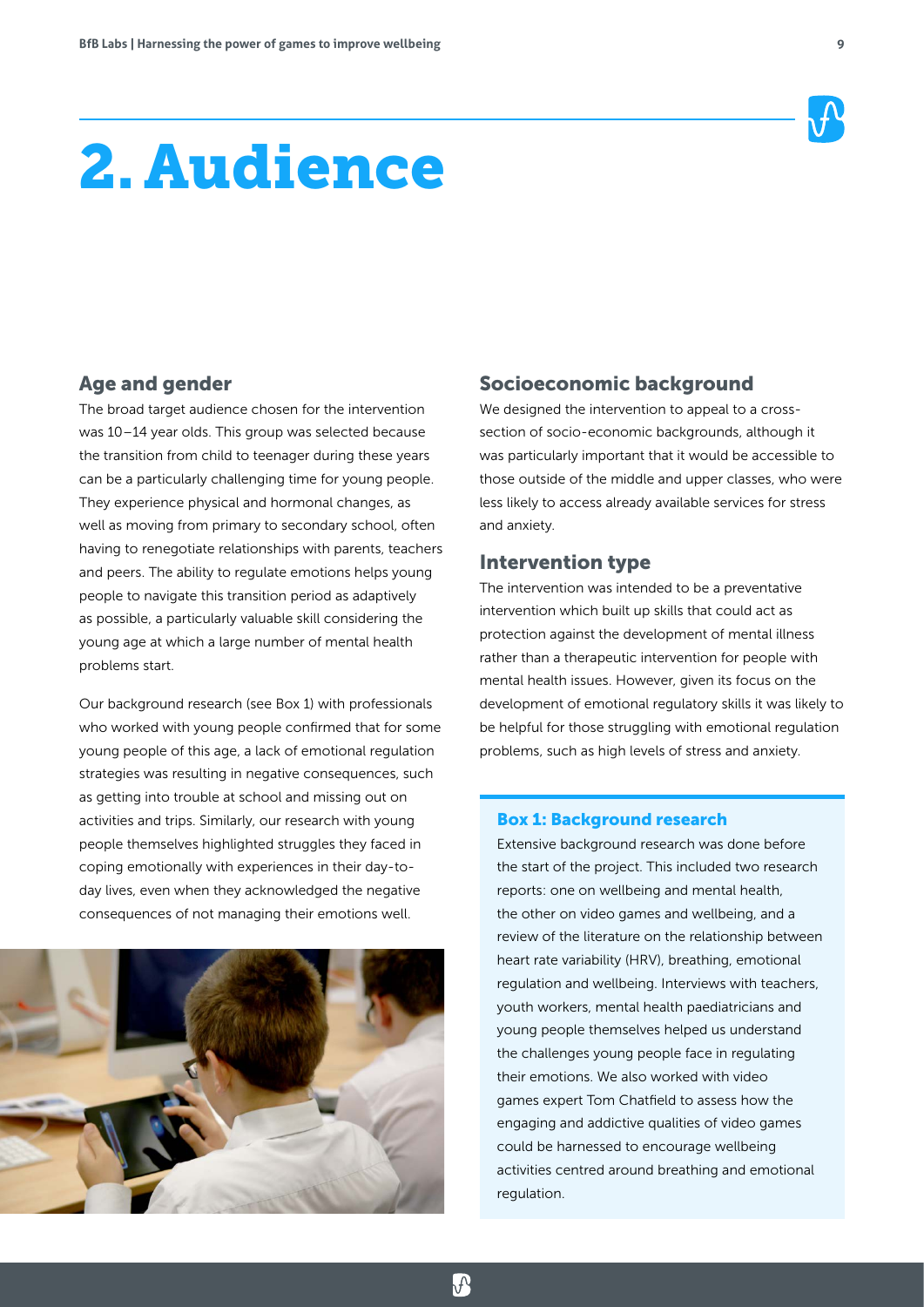# 2. Audience

## Age and gender

The broad target audience chosen for the intervention was 10–14 year olds. This group was selected because the transition from child to teenager during these years can be a particularly challenging time for young people. They experience physical and hormonal changes, as well as moving from primary to secondary school, often having to renegotiate relationships with parents, teachers and peers. The ability to regulate emotions helps young people to navigate this transition period as adaptively as possible, a particularly valuable skill considering the young age at which a large number of mental health problems start.

Our background research (see Box 1) with professionals who worked with young people confirmed that for some young people of this age, a lack of emotional regulation strategies was resulting in negative consequences, such as getting into trouble at school and missing out on activities and trips. Similarly, our research with young people themselves highlighted struggles they faced in coping emotionally with experiences in their day-to-day lives, even when they acknowledged the negative consequences of not managing their emotions well.

## Socioeconomic background

We designed the intervention to appeal to a cross-section of socio-economic backgrounds, although it was particularly important that it would be accessible to those outside of the middle and upper classes, who were less likely to access already available services for stress and anxiety.

## Intervention type

The intervention was intended to be a preventative intervention which built up skills that could act as protection against the development of mental illness rather than a therapeutic intervention for people with mental health issues. However, given its focus on the development of emotional regulatory skills it was likely to be helpful for those struggling with emotional regulation problems, such as high levels of stress and anxiety.

### Box 1: Background research

Extensive background research was done before the start of the project. This included two research reports: one on wellbeing and mental health, the other on video games and wellbeing, and a review of the literature on the relationship between heart rate variability (HRV), breathing, emotional regulation and wellbeing. Interviews with teachers, youth workers, mental health paediatricians and young people themselves helped us understand the challenges young people face in regulating their emotions. We also worked with video games expert Tom Chatfield to assess how the engaging and addictive qualities of video games could be harnessed to encourage wellbeing activities centred around breathing and emotional regulation.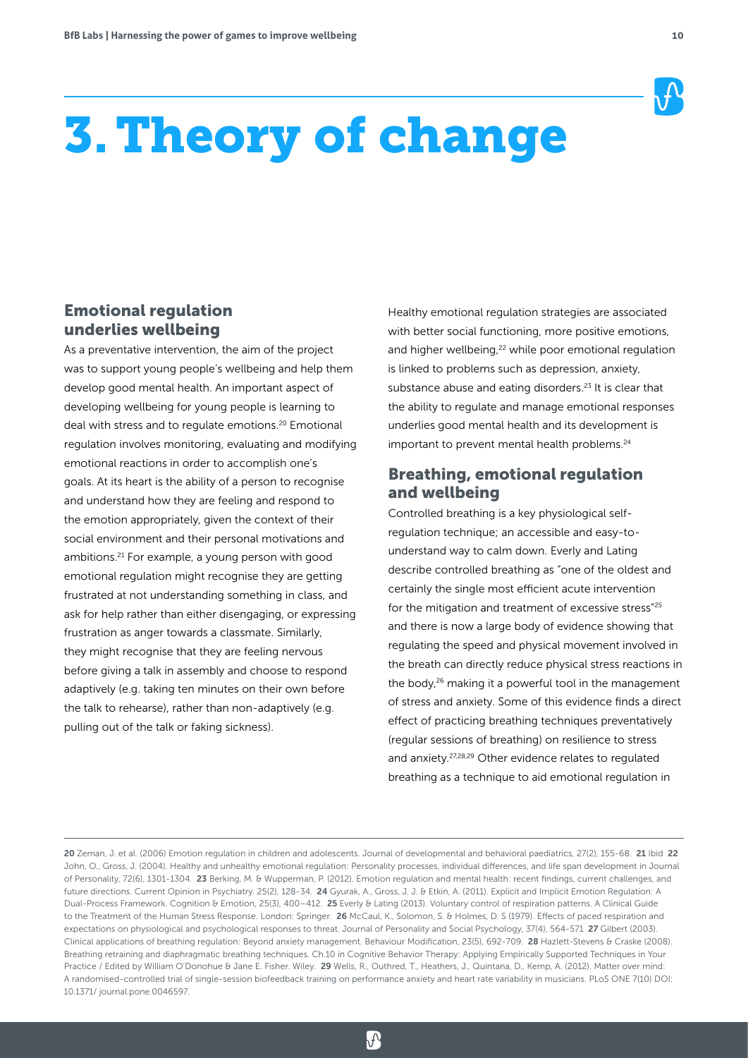# 3. Theory of change

## Emotional regulation underlies wellbeing

As a preventative intervention, the aim of the project was to support young people's wellbeing and help them develop good mental health. An important aspect of developing wellbeing for young people is learning to deal with stress and to regulate emotions.[20] Emotional regulation involves monitoring, evaluating and modifying emotional reactions in order to accomplish one's goals. At its heart is the ability of a person to recognise and understand how they are feeling and respond to the emotion appropriately, given the context of their social environment and their personal motivations and ambitions.[21] For example, a young person with good emotional regulation might recognise they are getting frustrated at not understanding something in class, and ask for help rather than either disengaging, or expressing frustration as anger towards a classmate. Similarly, they might recognise that they are feeling nervous before giving a talk in assembly and choose to respond adaptively (e.g. taking ten minutes on their own before the talk to rehearse), rather than non-adaptively (e.g. pulling out of the talk or faking sickness).

Healthy emotional regulation strategies are associated with better social functioning, more positive emotions, and higher wellbeing,[22] while poor emotional regulation is linked to problems such as depression, anxiety, substance abuse and eating disorders.[23] It is clear that the ability to regulate and manage emotional responses underlies good mental health and its development is important to prevent mental health problems.[24]

## Breathing, emotional regulation and wellbeing

Controlled breathing is a key physiological self-regulation technique; an accessible and easy-to-understand way to calm down. Everly and Lating describe controlled breathing as "one of the oldest and certainly the single most efficient acute intervention for the mitigation and treatment of excessive stress"[25] and there is now a large body of evidence showing that regulating the speed and physical movement involved in the breath can directly reduce physical stress reactions in the body,[26] making it a powerful tool in the management of stress and anxiety. Some of this evidence finds a direct effect of practicing breathing techniques preventatively (regular sessions of breathing) on resilience to stress and anxiety.[27,28,29] Other evidence relates to regulated breathing as a technique to aid emotional regulation in

---

**20** Zeman, J. et al. (2006) Emotion regulation in children and adolescents. Journal of developmental and behavioral paediatrics, 27(2), 155-68. **21** Ibid **22** John, O., Gross, J. (2004). Healthy and unhealthy emotional regulation: Personality processes, individual differences, and life span development in Journal of Personality, 72(6), 1301-1304. **23** Berking, M. & Wupperman, P. (2012). Emotion regulation and mental health: recent findings, current challenges, and future directions. Current Opinion in Psychiatry. 25(2), 128-34. **24** Gyurak, A., Gross, J. J. & Etkin, A. (2011). Explicit and Implicit Emotion Regulation: A Dual-Process Framework. Cognition & Emotion, 25(3), 400–412. **25** Everly & Lating (2013). Voluntary control of respiration patterns. A Clinical Guide to the Treatment of the Human Stress Response. London: Springer. **26** McCaul, K., Solomon, S. & Holmes, D. S (1979). Effects of paced respiration and expectations on physiological and psychological responses to threat. Journal of Personality and Social Psychology, 37(4), 564-571 **27** Gilbert (2003). Clinical applications of breathing regulation: Beyond anxiety management. Behaviour Modification, 23(5), 692-709. **28** Hazlett-Stevens & Craske (2008). Breathing retraining and diaphragmatic breathing techniques. Ch.10 in Cognitive Behavior Therapy: Applying Empirically Supported Techniques in Your Practice / Edited by William O'Donohue & Jane E. Fisher. Wiley. **29** Wells, R., Outhred, T., Heathers, J., Quintana, D., Kemp, A. (2012). Matter over mind: A randomised-controlled trial of single-session biofeedback training on performance anxiety and heart rate variability in musicians. PLoS ONE 7(10) DOI: 10.1371/ journal.pone.0046597.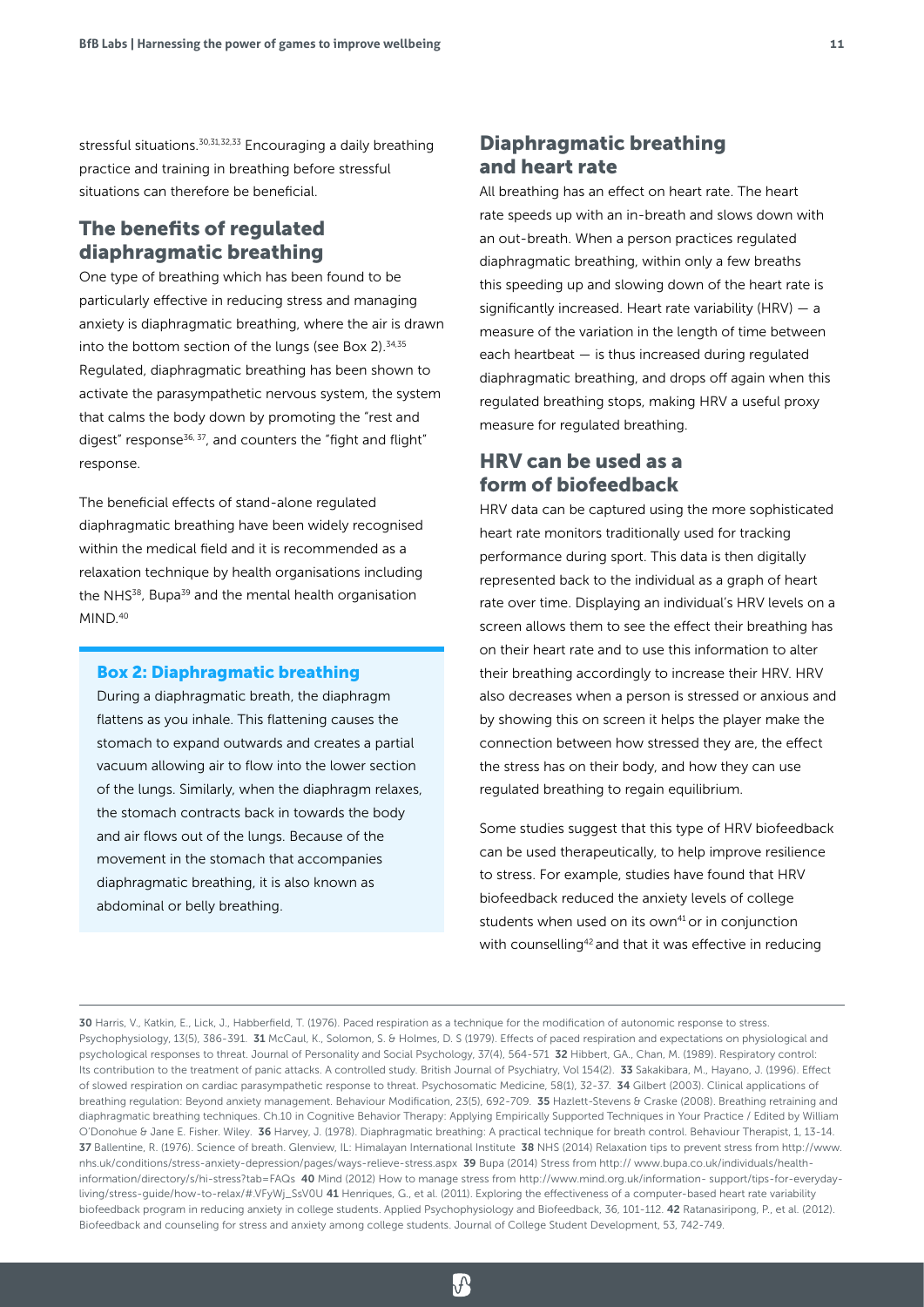stressful situations.[30,31,32,33] Encouraging a daily breathing practice and training in breathing before stressful situations can therefore be beneficial.

## The benefits of regulated diaphragmatic breathing

One type of breathing which has been found to be particularly effective in reducing stress and managing anxiety is diaphragmatic breathing, where the air is drawn into the bottom section of the lungs (see Box 2).[34,35] Regulated, diaphragmatic breathing has been shown to activate the parasympathetic nervous system, the system that calms the body down by promoting the "rest and digest" response[36, 37], and counters the "fight and flight" response.

The beneficial effects of stand-alone regulated diaphragmatic breathing have been widely recognised within the medical field and it is recommended as a relaxation technique by health organisations including the NHS[38], Bupa[39] and the mental health organisation MIND.[40]

### Box 2: Diaphragmatic breathing

During a diaphragmatic breath, the diaphragm flattens as you inhale. This flattening causes the stomach to expand outwards and creates a partial vacuum allowing air to flow into the lower section of the lungs. Similarly, when the diaphragm relaxes, the stomach contracts back in towards the body and air flows out of the lungs. Because of the movement in the stomach that accompanies diaphragmatic breathing, it is also known as abdominal or belly breathing.

## Diaphragmatic breathing and heart rate

All breathing has an effect on heart rate. The heart rate speeds up with an in-breath and slows down with an out-breath. When a person practices regulated diaphragmatic breathing, within only a few breaths this speeding up and slowing down of the heart rate is significantly increased. Heart rate variability (HRV) — a measure of the variation in the length of time between each heartbeat — is thus increased during regulated diaphragmatic breathing, and drops off again when this regulated breathing stops, making HRV a useful proxy measure for regulated breathing.

## HRV can be used as a form of biofeedback

HRV data can be captured using the more sophisticated heart rate monitors traditionally used for tracking performance during sport. This data is then digitally represented back to the individual as a graph of heart rate over time. Displaying an individual's HRV levels on a screen allows them to see the effect their breathing has on their heart rate and to use this information to alter their breathing accordingly to increase their HRV. HRV also decreases when a person is stressed or anxious and by showing this on screen it helps the player make the connection between how stressed they are, the effect the stress has on their body, and how they can use regulated breathing to regain equilibrium.

Some studies suggest that this type of HRV biofeedback can be used therapeutically, to help improve resilience to stress. For example, studies have found that HRV biofeedback reduced the anxiety levels of college students when used on its own[41] or in conjunction with counselling[42] and that it was effective in reducing

---

**30** Harris, V., Katkin, E., Lick, J., Habberfield, T. (1976). Paced respiration as a technique for the modification of autonomic response to stress. Psychophysiology, 13(5), 386-391. **31** McCaul, K., Solomon, S. & Holmes, D. S (1979). Effects of paced respiration and expectations on physiological and psychological responses to threat. Journal of Personality and Social Psychology, 37(4), 564-571 **32** Hibbert, GA., Chan, M. (1989). Respiratory control: Its contribution to the treatment of panic attacks. A controlled study. British Journal of Psychiatry, Vol 154(2). **33** Sakakibara, M., Hayano, J. (1996). Effect of slowed respiration on cardiac parasympathetic response to threat. Psychosomatic Medicine, 58(1), 32-37. **34** Gilbert (2003). Clinical applications of breathing regulation: Beyond anxiety management. Behaviour Modification, 23(5), 692-709. **35** Hazlett-Stevens & Craske (2008). Breathing retraining and diaphragmatic breathing techniques. Ch.10 in Cognitive Behavior Therapy: Applying Empirically Supported Techniques in Your Practice / Edited by William O'Donohue & Jane E. Fisher. Wiley. **36** Harvey, J. (1978). Diaphragmatic breathing: A practical technique for breath control. Behaviour Therapist, 1, 13-14. **37** Ballentine, R. (1976). Science of breath. Glenview, IL: Himalayan International Institute **38** NHS (2014) Relaxation tips to prevent stress from http://www.nhs.uk/conditions/stress-anxiety-depression/pages/ways-relieve-stress.aspx **39** Bupa (2014) Stress from http:// www.bupa.co.uk/individuals/health-information/directory/s/hi-stress?tab=FAQs **40** Mind (2012) How to manage stress from http://www.mind.org.uk/information- support/tips-for-everyday-living/stress-guide/how-to-relax/#.VFyWj_SsV0U **41** Henriques, G., et al. (2011). Exploring the effectiveness of a computer-based heart rate variability biofeedback program in reducing anxiety in college students. Applied Psychophysiology and Biofeedback, 36, 101-112. **42** Ratanasiripong, P., et al. (2012). Biofeedback and counseling for stress and anxiety among college students. Journal of College Student Development, 53, 742-749.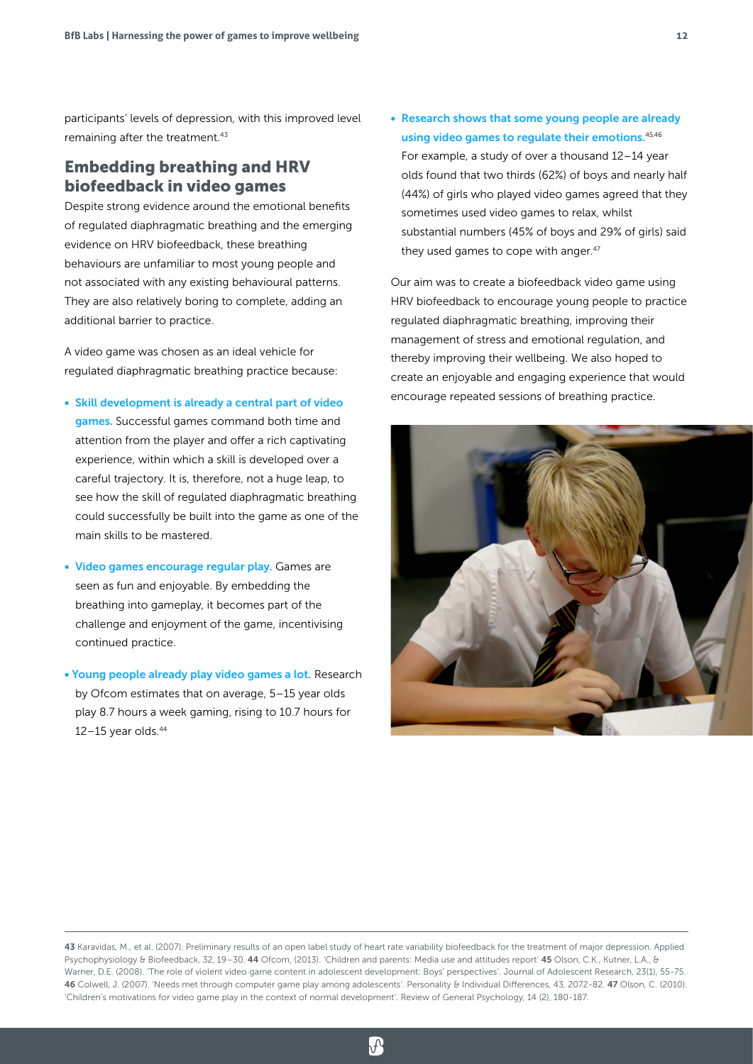participants' levels of depression, with this improved level remaining after the treatment.[43]

## Embedding breathing and HRV biofeedback in video games

Despite strong evidence around the emotional benefits of regulated diaphragmatic breathing and the emerging evidence on HRV biofeedback, these breathing behaviours are unfamiliar to most young people and not associated with any existing behavioural patterns. They are also relatively boring to complete, adding an additional barrier to practice.

A video game was chosen as an ideal vehicle for regulated diaphragmatic breathing practice because:

- **Skill development is already a central part of video games.** Successful games command both time and attention from the player and offer a rich captivating experience, within which a skill is developed over a careful trajectory. It is, therefore, not a huge leap, to see how the skill of regulated diaphragmatic breathing could successfully be built into the game as one of the main skills to be mastered.
- **Video games encourage regular play.** Games are seen as fun and enjoyable. By embedding the breathing into gameplay, it becomes part of the challenge and enjoyment of the game, incentivising continued practice.
- **Young people already play video games a lot.** Research by Ofcom estimates that on average, 5–15 year olds play 8.7 hours a week gaming, rising to 10.7 hours for 12–15 year olds.[44]
- **Research shows that some young people are already using video games to regulate their emotions.**[45,46] For example, a study of over a thousand 12–14 year olds found that two thirds (62%) of boys and nearly half (44%) of girls who played video games agreed that they sometimes used video games to relax, whilst substantial numbers (45% of boys and 29% of girls) said they used games to cope with anger.[47]

Our aim was to create a biofeedback video game using HRV biofeedback to encourage young people to practice regulated diaphragmatic breathing, improving their management of stress and emotional regulation, and thereby improving their wellbeing. We also hoped to create an enjoyable and engaging experience that would encourage repeated sessions of breathing practice.

---

**43** Karavidas, M., et al. (2007). Preliminary results of an open label study of heart rate variability biofeedback for the treatment of major depression. Applied Psychophysiology & Biofeedback, 32, 19–30. **44** Ofcom, (2013). 'Children and parents: Media use and attitudes report' **45** Olson, C.K., Kutner, L.A., & Warner, D.E. (2008). 'The role of violent video game content in adolescent development: Boys' perspectives'. Journal of Adolescent Research, 23(1), 55-75. **46** Colwell, J. (2007). 'Needs met through computer game play among adolescents'. Personality & Individual Differences, 43, 2072-82. **47** Olson, C. (2010). 'Children's motivations for video game play in the context of normal development'. Review of General Psychology, 14 (2), 180-187.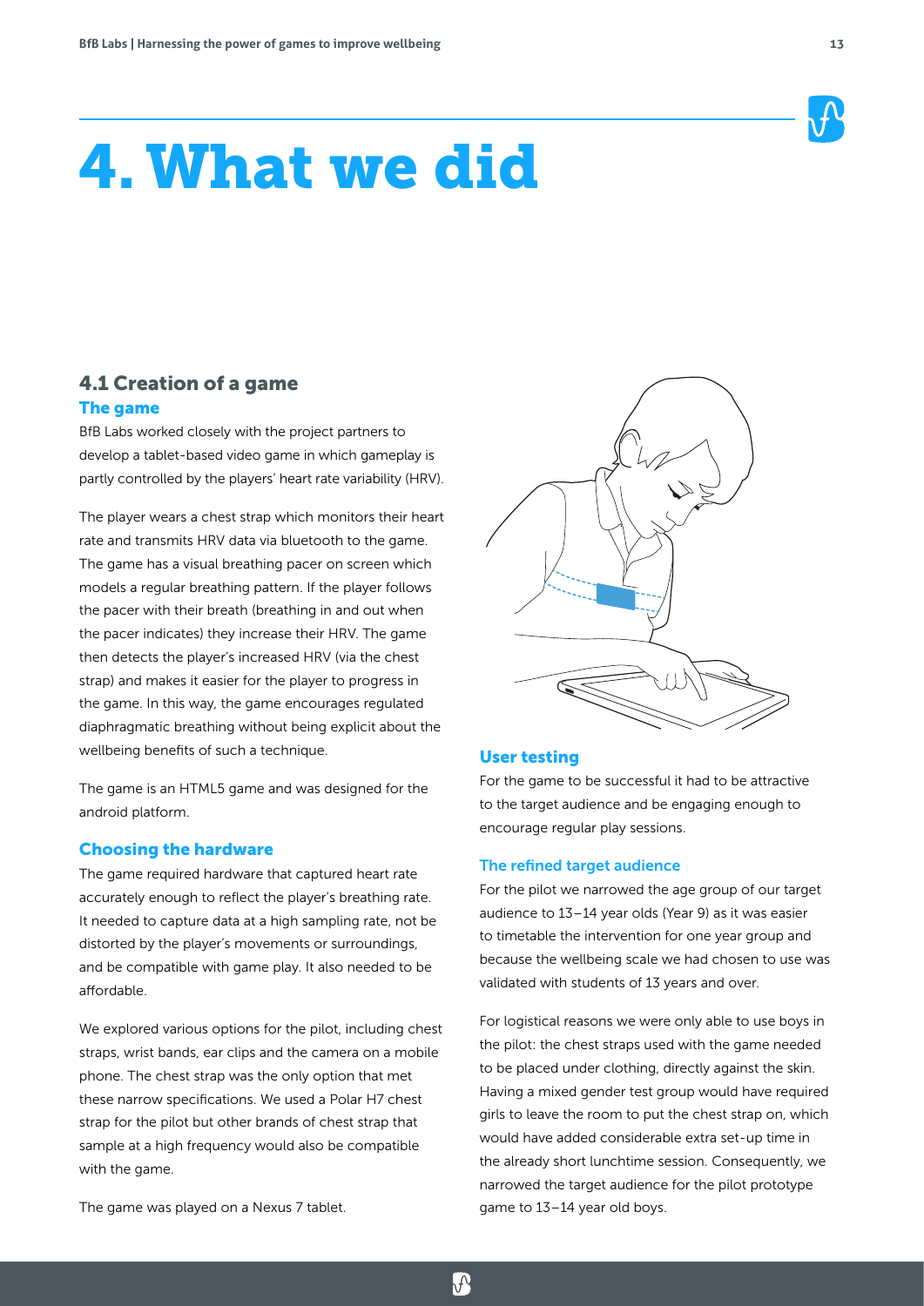# 4. What we did

## 4.1 Creation of a game

### The game

BfB Labs worked closely with the project partners to develop a tablet-based video game in which gameplay is partly controlled by the players' heart rate variability (HRV).

The player wears a chest strap which monitors their heart rate and transmits HRV data via bluetooth to the game. The game has a visual breathing pacer on screen which models a regular breathing pattern. If the player follows the pacer with their breath (breathing in and out when the pacer indicates) they increase their HRV. The game then detects the player's increased HRV (via the chest strap) and makes it easier for the player to progress in the game. In this way, the game encourages regulated diaphragmatic breathing without being explicit about the wellbeing benefits of such a technique.

The game is an HTML5 game and was designed for the android platform.

### Choosing the hardware

The game required hardware that captured heart rate accurately enough to reflect the player's breathing rate. It needed to capture data at a high sampling rate, not be distorted by the player's movements or surroundings, and be compatible with game play. It also needed to be affordable.

We explored various options for the pilot, including chest straps, wrist bands, ear clips and the camera on a mobile phone. The chest strap was the only option that met these narrow specifications. We used a Polar H7 chest strap for the pilot but other brands of chest strap that sample at a high frequency would also be compatible with the game.

The game was played on a Nexus 7 tablet.

### User testing

For the game to be successful it had to be attractive to the target audience and be engaging enough to encourage regular play sessions.

#### The refined target audience

For the pilot we narrowed the age group of our target audience to 13–14 year olds (Year 9) as it was easier to timetable the intervention for one year group and because the wellbeing scale we had chosen to use was validated with students of 13 years and over.

For logistical reasons we were only able to use boys in the pilot: the chest straps used with the game needed to be placed under clothing, directly against the skin. Having a mixed gender test group would have required girls to leave the room to put the chest strap on, which would have added considerable extra set-up time in the already short lunchtime session. Consequently, we narrowed the target audience for the pilot prototype game to 13–14 year old boys.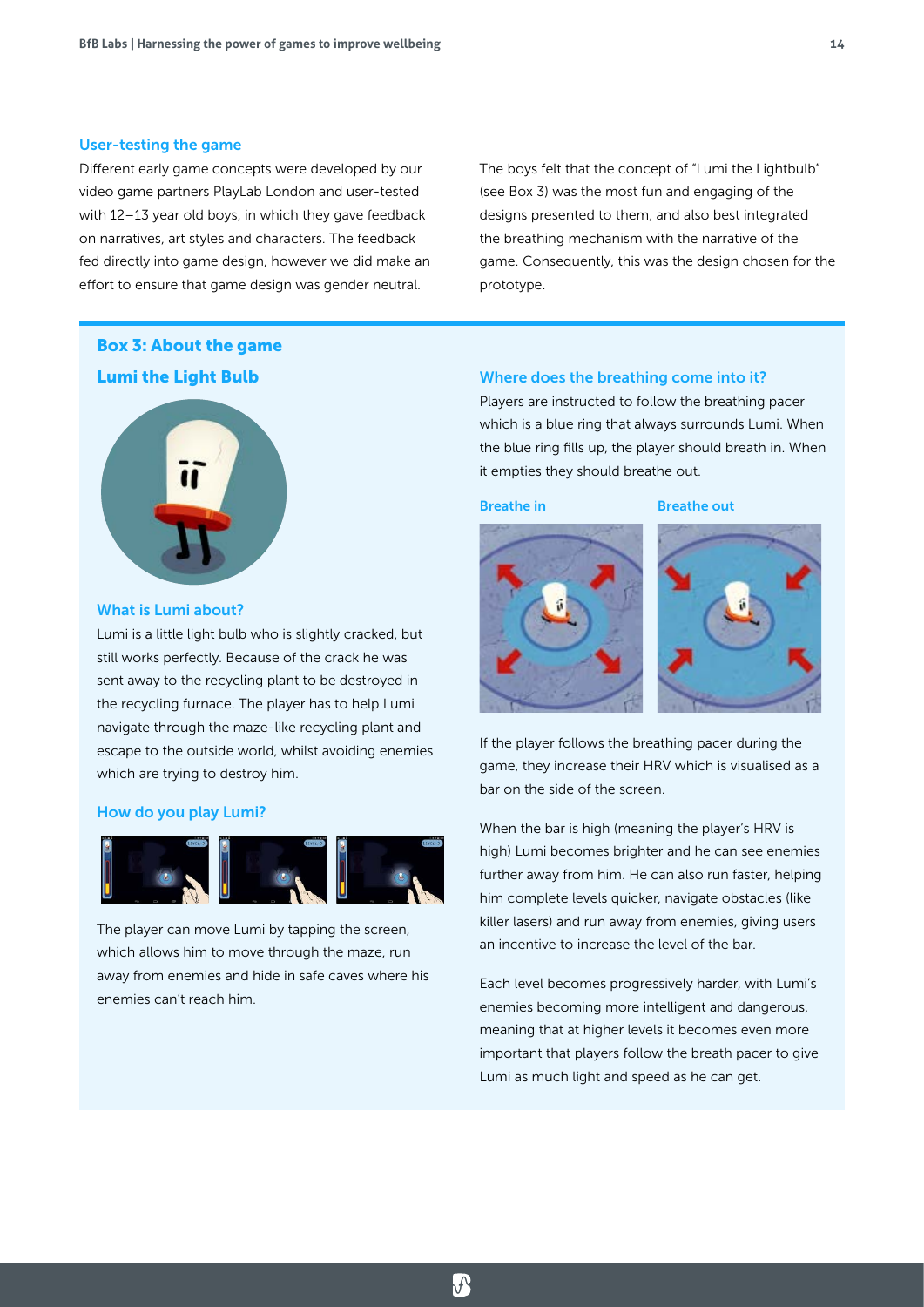### User-testing the game

Different early game concepts were developed by our video game partners PlayLab London and user-tested with 12–13 year old boys, in which they gave feedback on narratives, art styles and characters. The feedback fed directly into game design, however we did make an effort to ensure that game design was gender neutral.

The boys felt that the concept of "Lumi the Lightbulb" (see Box 3) was the most fun and engaging of the designs presented to them, and also best integrated the breathing mechanism with the narrative of the game. Consequently, this was the design chosen for the prototype.

## Box 3: About the game

## Lumi the Light Bulb

### What is Lumi about?

Lumi is a little light bulb who is slightly cracked, but still works perfectly. Because of the crack he was sent away to the recycling plant to be destroyed in the recycling furnace. The player has to help Lumi navigate through the maze-like recycling plant and escape to the outside world, whilst avoiding enemies which are trying to destroy him.

### How do you play Lumi?

The player can move Lumi by tapping the screen, which allows him to move through the maze, run away from enemies and hide in safe caves where his enemies can't reach him.

### Where does the breathing come into it?

Players are instructed to follow the breathing pacer which is a blue ring that always surrounds Lumi. When the blue ring fills up, the player should breath in. When it empties they should breathe out.

Breathe in

Breathe out

If the player follows the breathing pacer during the game, they increase their HRV which is visualised as a bar on the side of the screen.

When the bar is high (meaning the player's HRV is high) Lumi becomes brighter and he can see enemies further away from him. He can also run faster, helping him complete levels quicker, navigate obstacles (like killer lasers) and run away from enemies, giving users an incentive to increase the level of the bar.

Each level becomes progressively harder, with Lumi's enemies becoming more intelligent and dangerous, meaning that at higher levels it becomes even more important that players follow the breath pacer to give Lumi as much light and speed as he can get.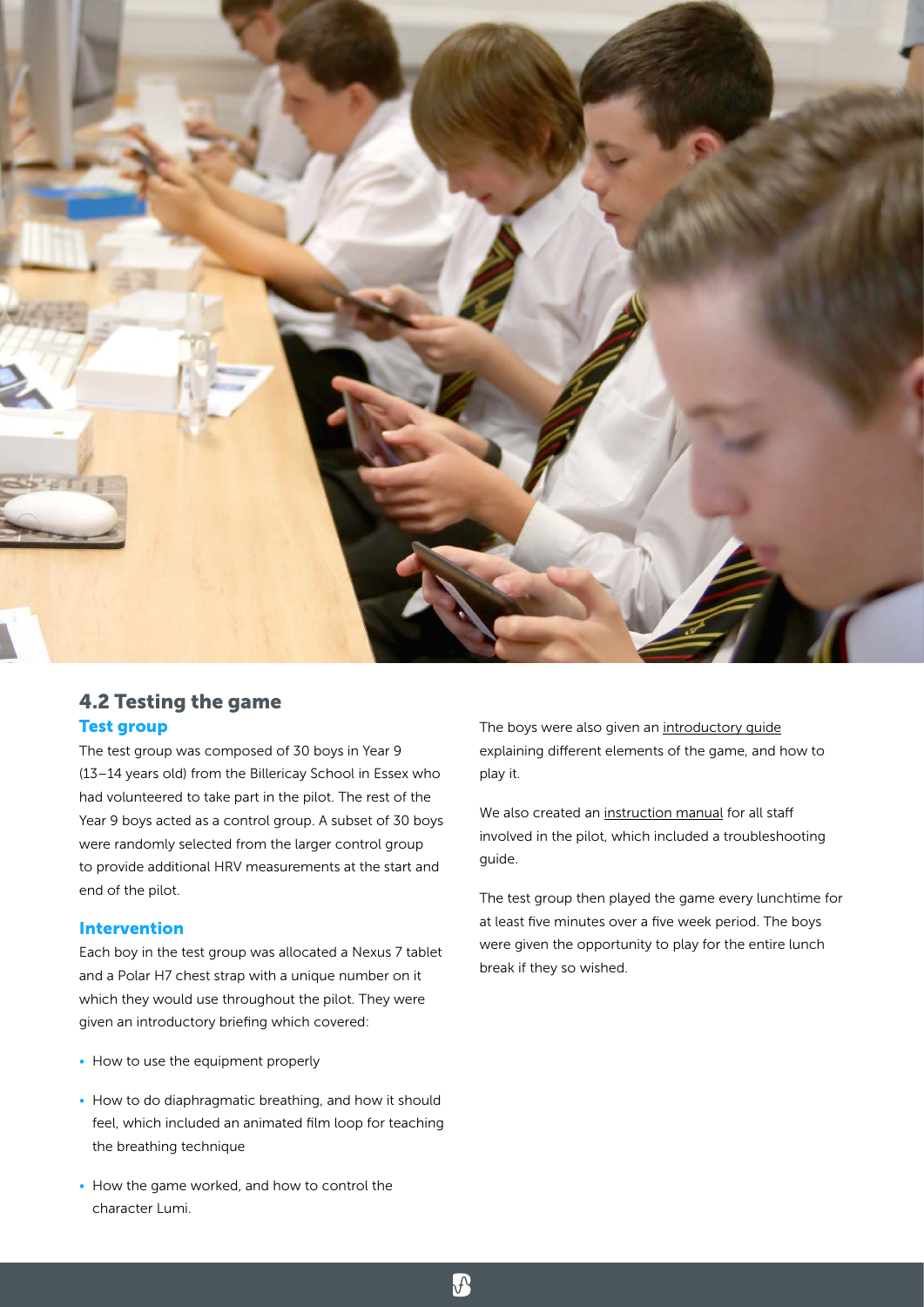## 4.2 Testing the game

### Test group

The test group was composed of 30 boys in Year 9 (13–14 years old) from the Billericay School in Essex who had volunteered to take part in the pilot. The rest of the Year 9 boys acted as a control group. A subset of 30 boys were randomly selected from the larger control group to provide additional HRV measurements at the start and end of the pilot.

### Intervention

Each boy in the test group was allocated a Nexus 7 tablet and a Polar H7 chest strap with a unique number on it which they would use throughout the pilot. They were given an introductory briefing which covered:

- How to use the equipment properly
- How to do diaphragmatic breathing, and how it should feel, which included an animated film loop for teaching the breathing technique
- How the game worked, and how to control the character Lumi.

The boys were also given an introductory guide explaining different elements of the game, and how to play it.

We also created an instruction manual for all staff involved in the pilot, which included a troubleshooting guide.

The test group then played the game every lunchtime for at least five minutes over a five week period. The boys were given the opportunity to play for the entire lunch break if they so wished.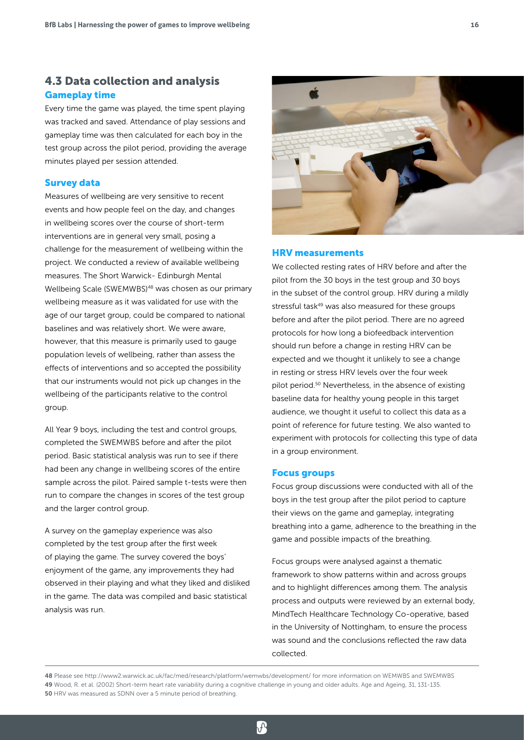## 4.3 Data collection and analysis

### Gameplay time

Every time the game was played, the time spent playing was tracked and saved. Attendance of play sessions and gameplay time was then calculated for each boy in the test group across the pilot period, providing the average minutes played per session attended.

### Survey data

Measures of wellbeing are very sensitive to recent events and how people feel on the day, and changes in wellbeing scores over the course of short-term interventions are in general very small, posing a challenge for the measurement of wellbeing within the project. We conducted a review of available wellbeing measures. The Short Warwick- Edinburgh Mental Wellbeing Scale (SWEMWBS)[48] was chosen as our primary wellbeing measure as it was validated for use with the age of our target group, could be compared to national baselines and was relatively short. We were aware, however, that this measure is primarily used to gauge population levels of wellbeing, rather than assess the effects of interventions and so accepted the possibility that our instruments would not pick up changes in the wellbeing of the participants relative to the control group.

All Year 9 boys, including the test and control groups, completed the SWEMWBS before and after the pilot period. Basic statistical analysis was run to see if there had been any change in wellbeing scores of the entire sample across the pilot. Paired sample t-tests were then run to compare the changes in scores of the test group and the larger control group.

A survey on the gameplay experience was also completed by the test group after the first week of playing the game. The survey covered the boys' enjoyment of the game, any improvements they had observed in their playing and what they liked and disliked in the game. The data was compiled and basic statistical analysis was run.

### HRV measurements

We collected resting rates of HRV before and after the pilot from the 30 boys in the test group and 30 boys in the subset of the control group. HRV during a mildly stressful task[49] was also measured for these groups before and after the pilot period. There are no agreed protocols for how long a biofeedback intervention should run before a change in resting HRV can be expected and we thought it unlikely to see a change in resting or stress HRV levels over the four week pilot period.[50] Nevertheless, in the absence of existing baseline data for healthy young people in this target audience, we thought it useful to collect this data as a point of reference for future testing. We also wanted to experiment with protocols for collecting this type of data in a group environment.

### Focus groups

Focus group discussions were conducted with all of the boys in the test group after the pilot period to capture their views on the game and gameplay, integrating breathing into a game, adherence to the breathing in the game and possible impacts of the breathing.

Focus groups were analysed against a thematic framework to show patterns within and across groups and to highlight differences among them. The analysis process and outputs were reviewed by an external body, MindTech Healthcare Technology Co-operative, based in the University of Nottingham, to ensure the process was sound and the conclusions reflected the raw data collected.

---

48 Please see http://www2.warwick.ac.uk/fac/med/research/platform/wemwbs/development/ for more information on WEMWBS and SWEMWBS

49 Wood, R. et al. (2002) Short-term heart rate variability during a cognitive challenge in young and older adults. Age and Ageing, 31, 131-135.

50 HRV was measured as SDNN over a 5 minute period of breathing.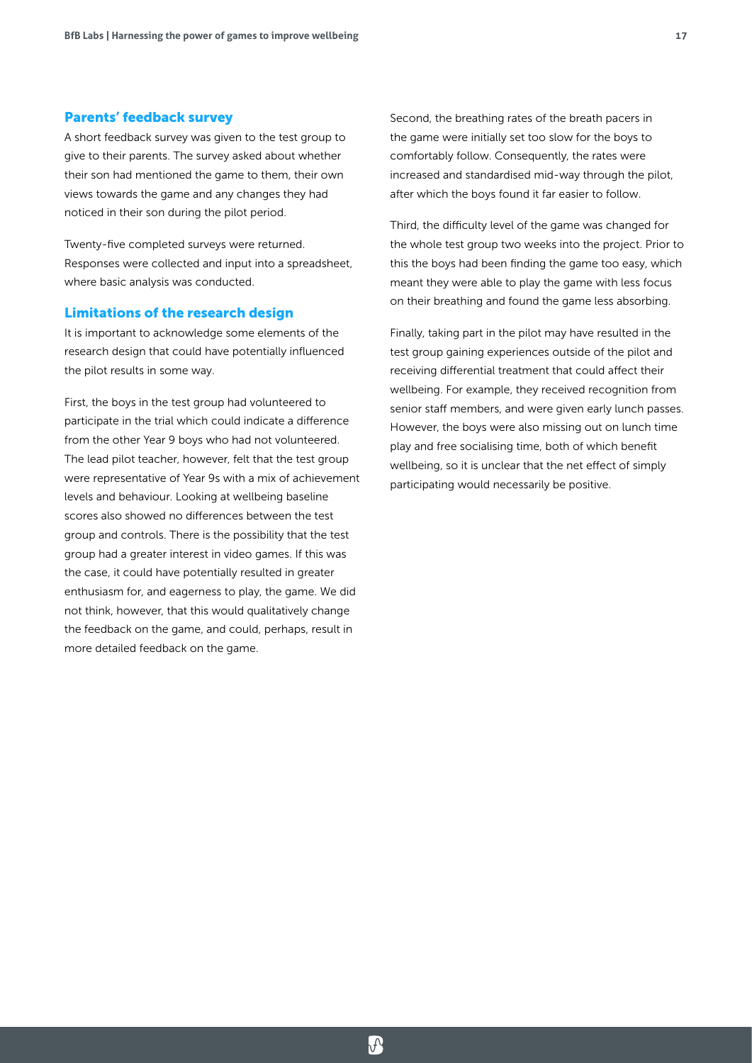## Parents' feedback survey

A short feedback survey was given to the test group to give to their parents. The survey asked about whether their son had mentioned the game to them, their own views towards the game and any changes they had noticed in their son during the pilot period.

Twenty-five completed surveys were returned. Responses were collected and input into a spreadsheet, where basic analysis was conducted.

## Limitations of the research design

It is important to acknowledge some elements of the research design that could have potentially influenced the pilot results in some way.

First, the boys in the test group had volunteered to participate in the trial which could indicate a difference from the other Year 9 boys who had not volunteered. The lead pilot teacher, however, felt that the test group were representative of Year 9s with a mix of achievement levels and behaviour. Looking at wellbeing baseline scores also showed no differences between the test group and controls. There is the possibility that the test group had a greater interest in video games. If this was the case, it could have potentially resulted in greater enthusiasm for, and eagerness to play, the game. We did not think, however, that this would qualitatively change the feedback on the game, and could, perhaps, result in more detailed feedback on the game.

Second, the breathing rates of the breath pacers in the game were initially set too slow for the boys to comfortably follow. Consequently, the rates were increased and standardised mid-way through the pilot, after which the boys found it far easier to follow.

Third, the difficulty level of the game was changed for the whole test group two weeks into the project. Prior to this the boys had been finding the game too easy, which meant they were able to play the game with less focus on their breathing and found the game less absorbing.

Finally, taking part in the pilot may have resulted in the test group gaining experiences outside of the pilot and receiving differential treatment that could affect their wellbeing. For example, they received recognition from senior staff members, and were given early lunch passes. However, the boys were also missing out on lunch time play and free socialising time, both of which benefit wellbeing, so it is unclear that the net effect of simply participating would necessarily be positive.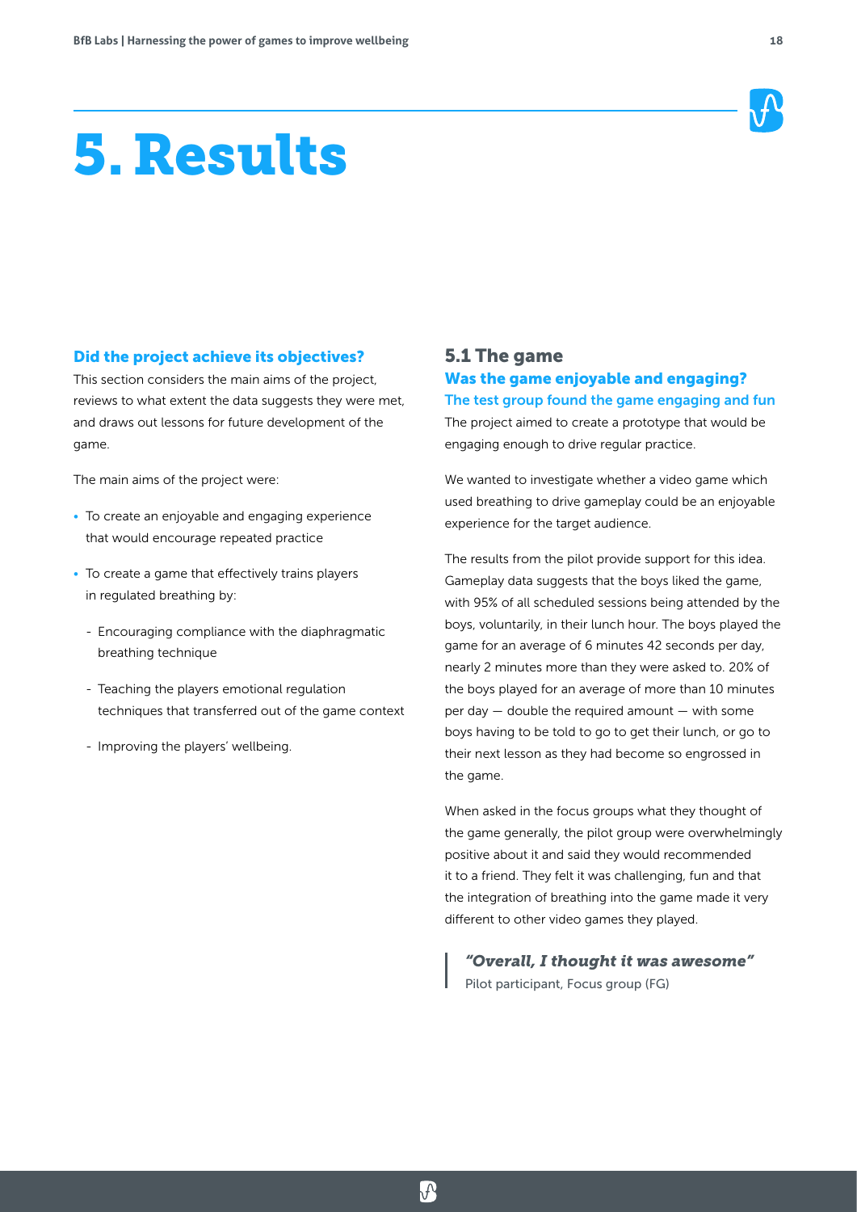# 5. Results

### Did the project achieve its objectives?

This section considers the main aims of the project, reviews to what extent the data suggests they were met, and draws out lessons for future development of the game.

The main aims of the project were:

- To create an enjoyable and engaging experience that would encourage repeated practice
- To create a game that effectively trains players in regulated breathing by:
  - Encouraging compliance with the diaphragmatic breathing technique
  - Teaching the players emotional regulation techniques that transferred out of the game context
  - Improving the players' wellbeing.

## 5.1 The game

### Was the game enjoyable and engaging?

#### The test group found the game engaging and fun

The project aimed to create a prototype that would be engaging enough to drive regular practice.

We wanted to investigate whether a video game which used breathing to drive gameplay could be an enjoyable experience for the target audience.

The results from the pilot provide support for this idea. Gameplay data suggests that the boys liked the game, with 95% of all scheduled sessions being attended by the boys, voluntarily, in their lunch hour. The boys played the game for an average of 6 minutes 42 seconds per day, nearly 2 minutes more than they were asked to. 20% of the boys played for an average of more than 10 minutes per day — double the required amount — with some boys having to be told to go to get their lunch, or go to their next lesson as they had become so engrossed in the game.

When asked in the focus groups what they thought of the game generally, the pilot group were overwhelmingly positive about it and said they would recommended it to a friend. They felt it was challenging, fun and that the integration of breathing into the game made it very different to other video games they played.

> ***"Overall, I thought it was awesome"***
> Pilot participant, Focus group (FG)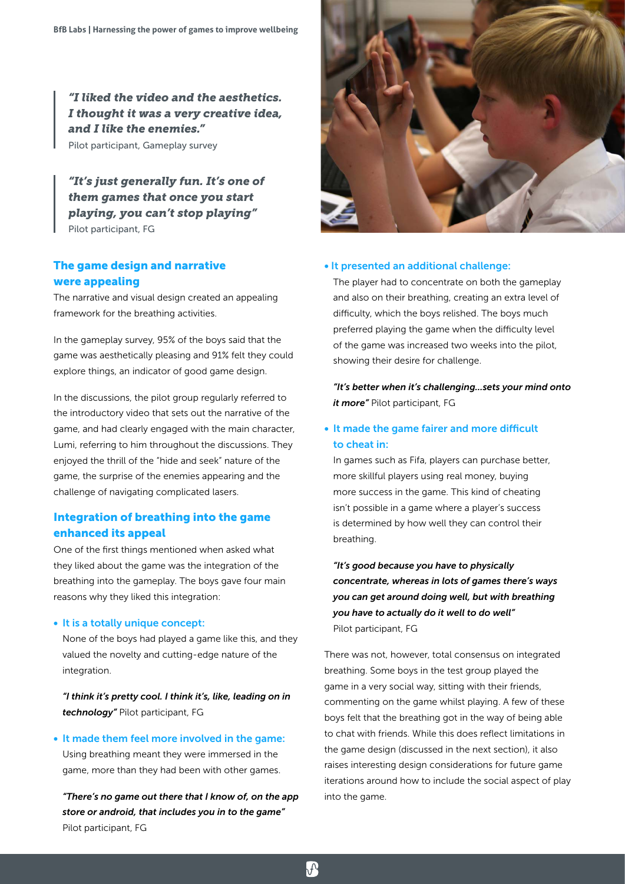> ***"I liked the video and the aesthetics. I thought it was a very creative idea, and I like the enemies."***
> Pilot participant, Gameplay survey

> ***"It's just generally fun. It's one of them games that once you start playing, you can't stop playing"***
> Pilot participant, FG

## The game design and narrative were appealing

The narrative and visual design created an appealing framework for the breathing activities.

In the gameplay survey, 95% of the boys said that the game was aesthetically pleasing and 91% felt they could explore things, an indicator of good game design.

In the discussions, the pilot group regularly referred to the introductory video that sets out the narrative of the game, and had clearly engaged with the main character, Lumi, referring to him throughout the discussions. They enjoyed the thrill of the "hide and seek" nature of the game, the surprise of the enemies appearing and the challenge of navigating complicated lasers.

## Integration of breathing into the game enhanced its appeal

One of the first things mentioned when asked what they liked about the game was the integration of the breathing into the gameplay. The boys gave four main reasons why they liked this integration:

- **It is a totally unique concept:**
  None of the boys had played a game like this, and they valued the novelty and cutting-edge nature of the integration.

  ***"I think it's pretty cool. I think it's, like, leading on in technology"*** Pilot participant, FG

- **It made them feel more involved in the game:**
  Using breathing meant they were immersed in the game, more than they had been with other games.

  ***"There's no game out there that I know of, on the app store or android, that includes you in to the game"***
  Pilot participant, FG

- **It presented an additional challenge:**
  The player had to concentrate on both the gameplay and also on their breathing, creating an extra level of difficulty, which the boys relished. The boys much preferred playing the game when the difficulty level of the game was increased two weeks into the pilot, showing their desire for challenge.

  ***"It's better when it's challenging...sets your mind onto it more"*** Pilot participant, FG

- **It made the game fairer and more difficult to cheat in:**
  In games such as Fifa, players can purchase better, more skillful players using real money, buying more success in the game. This kind of cheating isn't possible in a game where a player's success is determined by how well they can control their breathing.

  ***"It's good because you have to physically concentrate, whereas in lots of games there's ways you can get around doing well, but with breathing you have to actually do it well to do well"***
  Pilot participant, FG

There was not, however, total consensus on integrated breathing. Some boys in the test group played the game in a very social way, sitting with their friends, commenting on the game whilst playing. A few of these boys felt that the breathing got in the way of being able to chat with friends. While this does reflect limitations in the game design (discussed in the next section), it also raises interesting design considerations for future game iterations around how to include the social aspect of play into the game.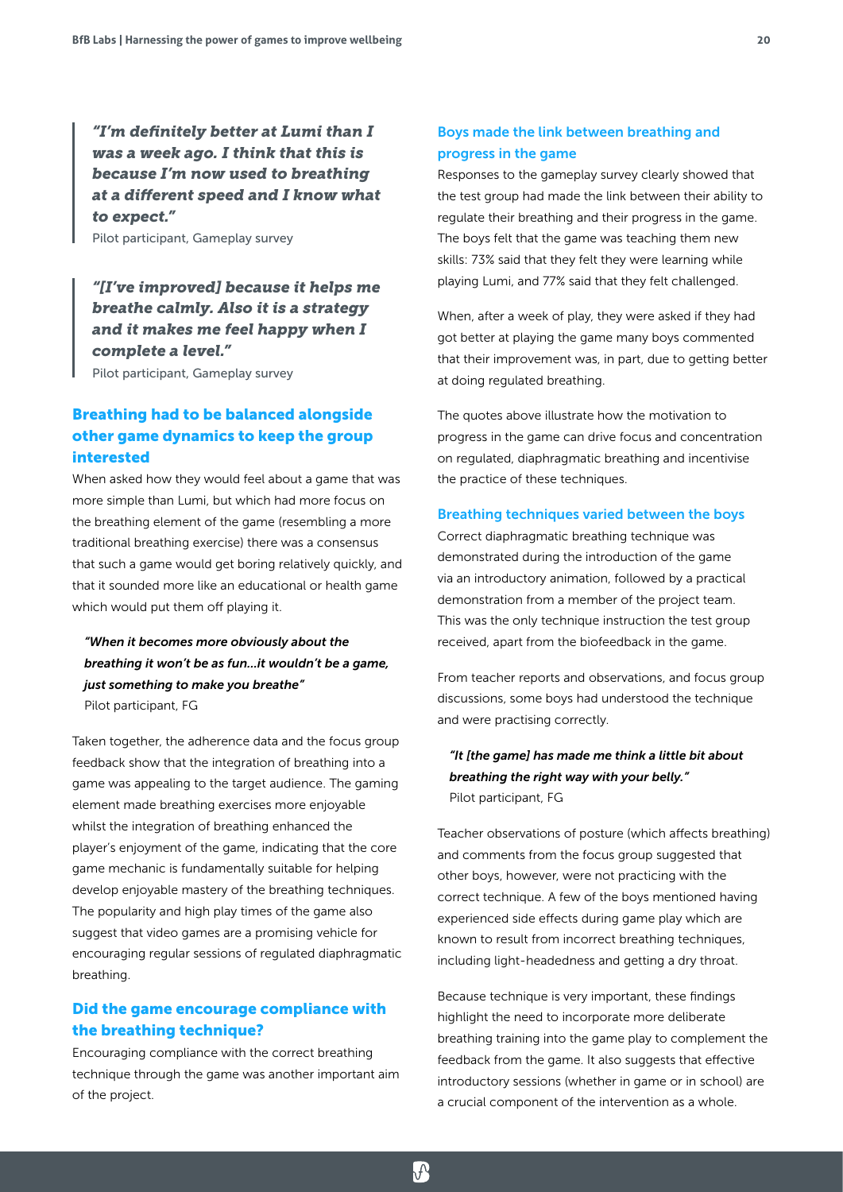> ***"I'm definitely better at Lumi than I was a week ago. I think that this is because I'm now used to breathing at a different speed and I know what to expect."***
>
> Pilot participant, Gameplay survey

> ***"[I've improved] because it helps me breathe calmly. Also it is a strategy and it makes me feel happy when I complete a level."***
>
> Pilot participant, Gameplay survey

## Breathing had to be balanced alongside other game dynamics to keep the group interested

When asked how they would feel about a game that was more simple than Lumi, but which had more focus on the breathing element of the game (resembling a more traditional breathing exercise) there was a consensus that such a game would get boring relatively quickly, and that it sounded more like an educational or health game which would put them off playing it.

> ***"When it becomes more obviously about the breathing it won't be as fun...it wouldn't be a game, just something to make you breathe"***
>
> Pilot participant, FG

Taken together, the adherence data and the focus group feedback show that the integration of breathing into a game was appealing to the target audience. The gaming element made breathing exercises more enjoyable whilst the integration of breathing enhanced the player's enjoyment of the game, indicating that the core game mechanic is fundamentally suitable for helping develop enjoyable mastery of the breathing techniques. The popularity and high play times of the game also suggest that video games are a promising vehicle for encouraging regular sessions of regulated diaphragmatic breathing.

## Did the game encourage compliance with the breathing technique?

Encouraging compliance with the correct breathing technique through the game was another important aim of the project.

### Boys made the link between breathing and progress in the game

Responses to the gameplay survey clearly showed that the test group had made the link between their ability to regulate their breathing and their progress in the game. The boys felt that the game was teaching them new skills: 73% said that they felt they were learning while playing Lumi, and 77% said that they felt challenged.

When, after a week of play, they were asked if they had got better at playing the game many boys commented that their improvement was, in part, due to getting better at doing regulated breathing.

The quotes above illustrate how the motivation to progress in the game can drive focus and concentration on regulated, diaphragmatic breathing and incentivise the practice of these techniques.

### Breathing techniques varied between the boys

Correct diaphragmatic breathing technique was demonstrated during the introduction of the game via an introductory animation, followed by a practical demonstration from a member of the project team. This was the only technique instruction the test group received, apart from the biofeedback in the game.

From teacher reports and observations, and focus group discussions, some boys had understood the technique and were practising correctly.

> ***"It [the game] has made me think a little bit about breathing the right way with your belly."***
>
> Pilot participant, FG

Teacher observations of posture (which affects breathing) and comments from the focus group suggested that other boys, however, were not practicing with the correct technique. A few of the boys mentioned having experienced side effects during game play which are known to result from incorrect breathing techniques, including light-headedness and getting a dry throat.

Because technique is very important, these findings highlight the need to incorporate more deliberate breathing training into the game play to complement the feedback from the game. It also suggests that effective introductory sessions (whether in game or in school) are a crucial component of the intervention as a whole.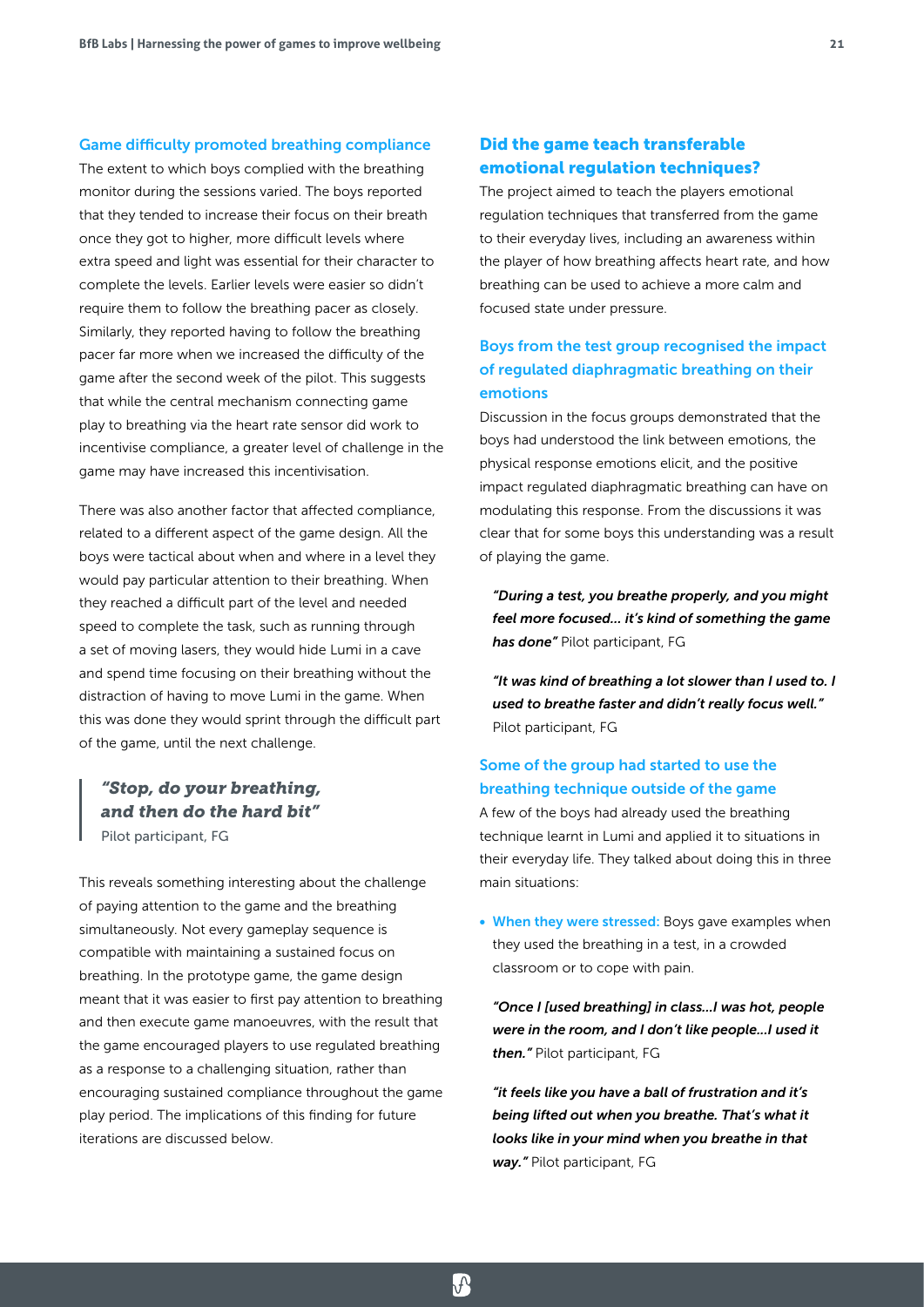### Game difficulty promoted breathing compliance

The extent to which boys complied with the breathing monitor during the sessions varied. The boys reported that they tended to increase their focus on their breath once they got to higher, more difficult levels where extra speed and light was essential for their character to complete the levels. Earlier levels were easier so didn't require them to follow the breathing pacer as closely. Similarly, they reported having to follow the breathing pacer far more when we increased the difficulty of the game after the second week of the pilot. This suggests that while the central mechanism connecting game play to breathing via the heart rate sensor did work to incentivise compliance, a greater level of challenge in the game may have increased this incentivisation.

There was also another factor that affected compliance, related to a different aspect of the game design. All the boys were tactical about when and where in a level they would pay particular attention to their breathing. When they reached a difficult part of the level and needed speed to complete the task, such as running through a set of moving lasers, they would hide Lumi in a cave and spend time focusing on their breathing without the distraction of having to move Lumi in the game. When this was done they would sprint through the difficult part of the game, until the next challenge.

> ***"Stop, do your breathing, and then do the hard bit"***
> Pilot participant, FG

This reveals something interesting about the challenge of paying attention to the game and the breathing simultaneously. Not every gameplay sequence is compatible with maintaining a sustained focus on breathing. In the prototype game, the game design meant that it was easier to first pay attention to breathing and then execute game manoeuvres, with the result that the game encouraged players to use regulated breathing as a response to a challenging situation, rather than encouraging sustained compliance throughout the game play period. The implications of this finding for future iterations are discussed below.

## Did the game teach transferable emotional regulation techniques?

The project aimed to teach the players emotional regulation techniques that transferred from the game to their everyday lives, including an awareness within the player of how breathing affects heart rate, and how breathing can be used to achieve a more calm and focused state under pressure.

### Boys from the test group recognised the impact of regulated diaphragmatic breathing on their emotions

Discussion in the focus groups demonstrated that the boys had understood the link between emotions, the physical response emotions elicit, and the positive impact regulated diaphragmatic breathing can have on modulating this response. From the discussions it was clear that for some boys this understanding was a result of playing the game.

> ***"During a test, you breathe properly, and you might feel more focused… it's kind of something the game has done"*** Pilot participant, FG

> ***"It was kind of breathing a lot slower than I used to. I used to breathe faster and didn't really focus well."*** Pilot participant, FG

### Some of the group had started to use the breathing technique outside of the game

A few of the boys had already used the breathing technique learnt in Lumi and applied it to situations in their everyday life. They talked about doing this in three main situations:

- **When they were stressed:** Boys gave examples when they used the breathing in a test, in a crowded classroom or to cope with pain.

> ***"Once I [used breathing] in class…I was hot, people were in the room, and I don't like people…I used it then."*** Pilot participant, FG

> ***"it feels like you have a ball of frustration and it's being lifted out when you breathe. That's what it looks like in your mind when you breathe in that way."*** Pilot participant, FG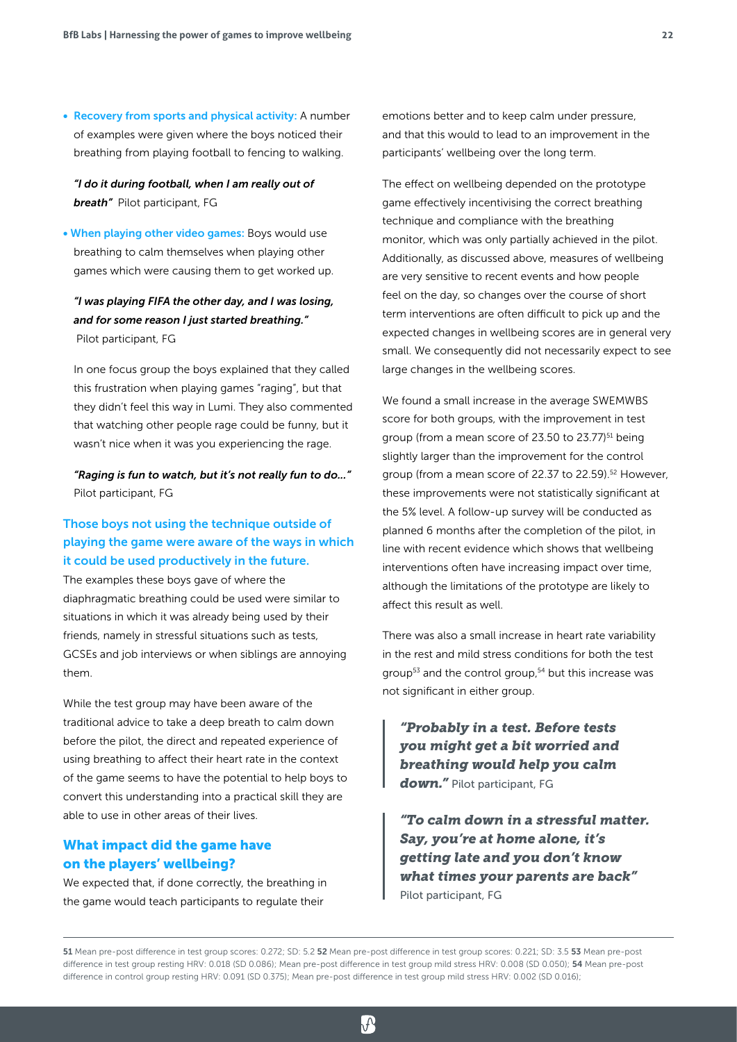- **Recovery from sports and physical activity:** A number of examples were given where the boys noticed their breathing from playing football to fencing to walking.

  ***"I do it during football, when I am really out of breath"*** Pilot participant, FG

- **When playing other video games:** Boys would use breathing to calm themselves when playing other games which were causing them to get worked up.

  ***"I was playing FIFA the other day, and I was losing, and for some reason I just started breathing."*** Pilot participant, FG

  In one focus group the boys explained that they called this frustration when playing games "raging", but that they didn't feel this way in Lumi. They also commented that watching other people rage could be funny, but it wasn't nice when it was you experiencing the rage.

  ***"Raging is fun to watch, but it's not really fun to do…"*** Pilot participant, FG

### Those boys not using the technique outside of playing the game were aware of the ways in which it could be used productively in the future.

The examples these boys gave of where the diaphragmatic breathing could be used were similar to situations in which it was already being used by their friends, namely in stressful situations such as tests, GCSEs and job interviews or when siblings are annoying them.

While the test group may have been aware of the traditional advice to take a deep breath to calm down before the pilot, the direct and repeated experience of using breathing to affect their heart rate in the context of the game seems to have the potential to help boys to convert this understanding into a practical skill they are able to use in other areas of their lives.

## What impact did the game have on the players' wellbeing?

We expected that, if done correctly, the breathing in the game would teach participants to regulate their emotions better and to keep calm under pressure, and that this would to lead to an improvement in the participants' wellbeing over the long term.

The effect on wellbeing depended on the prototype game effectively incentivising the correct breathing technique and compliance with the breathing monitor, which was only partially achieved in the pilot. Additionally, as discussed above, measures of wellbeing are very sensitive to recent events and how people feel on the day, so changes over the course of short term interventions are often difficult to pick up and the expected changes in wellbeing scores are in general very small. We consequently did not necessarily expect to see large changes in the wellbeing scores.

We found a small increase in the average SWEMWBS score for both groups, with the improvement in test group (from a mean score of 23.50 to 23.77)[51] being slightly larger than the improvement for the control group (from a mean score of 22.37 to 22.59).[52] However, these improvements were not statistically significant at the 5% level. A follow-up survey will be conducted as planned 6 months after the completion of the pilot, in line with recent evidence which shows that wellbeing interventions often have increasing impact over time, although the limitations of the prototype are likely to affect this result as well.

There was also a small increase in heart rate variability in the rest and mild stress conditions for both the test group[53] and the control group,[54] but this increase was not significant in either group.

> ***"Probably in a test. Before tests you might get a bit worried and breathing would help you calm down."*** Pilot participant, FG

> ***"To calm down in a stressful matter. Say, you're at home alone, it's getting late and you don't know what times your parents are back"*** Pilot participant, FG

---

**51** Mean pre-post difference in test group scores: 0.272; SD: 5.2 **52** Mean pre-post difference in test group scores: 0.221; SD: 3.5 **53** Mean pre-post difference in test group resting HRV: 0.018 (SD 0.086); Mean pre-post difference in test group mild stress HRV: 0.008 (SD 0.050); **54** Mean pre-post difference in control group resting HRV: 0.091 (SD 0.375); Mean pre-post difference in test group mild stress HRV: 0.002 (SD 0.016);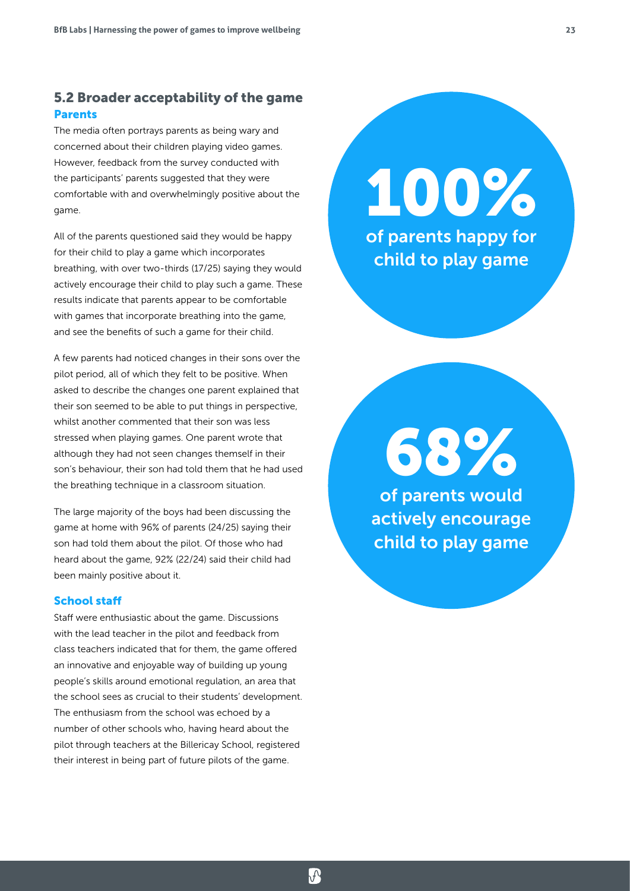## 5.2 Broader acceptability of the game

### Parents

The media often portrays parents as being wary and concerned about their children playing video games. However, feedback from the survey conducted with the participants' parents suggested that they were comfortable with and overwhelmingly positive about the game.

All of the parents questioned said they would be happy for their child to play a game which incorporates breathing, with over two-thirds (17/25) saying they would actively encourage their child to play such a game. These results indicate that parents appear to be comfortable with games that incorporate breathing into the game, and see the benefits of such a game for their child.

A few parents had noticed changes in their sons over the pilot period, all of which they felt to be positive. When asked to describe the changes one parent explained that their son seemed to be able to put things in perspective, whilst another commented that their son was less stressed when playing games. One parent wrote that although they had not seen changes themself in their son's behaviour, their son had told them that he had used the breathing technique in a classroom situation.

The large majority of the boys had been discussing the game at home with 96% of parents (24/25) saying their son had told them about the pilot. Of those who had heard about the game, 92% (22/24) said their child had been mainly positive about it.

### School staff

Staff were enthusiastic about the game. Discussions with the lead teacher in the pilot and feedback from class teachers indicated that for them, the game offered an innovative and enjoyable way of building up young people's skills around emotional regulation, an area that the school sees as crucial to their students' development. The enthusiasm from the school was echoed by a number of other schools who, having heard about the pilot through teachers at the Billericay School, registered their interest in being part of future pilots of the game.

**100%**
of parents happy for child to play game

**68%**
of parents would actively encourage child to play game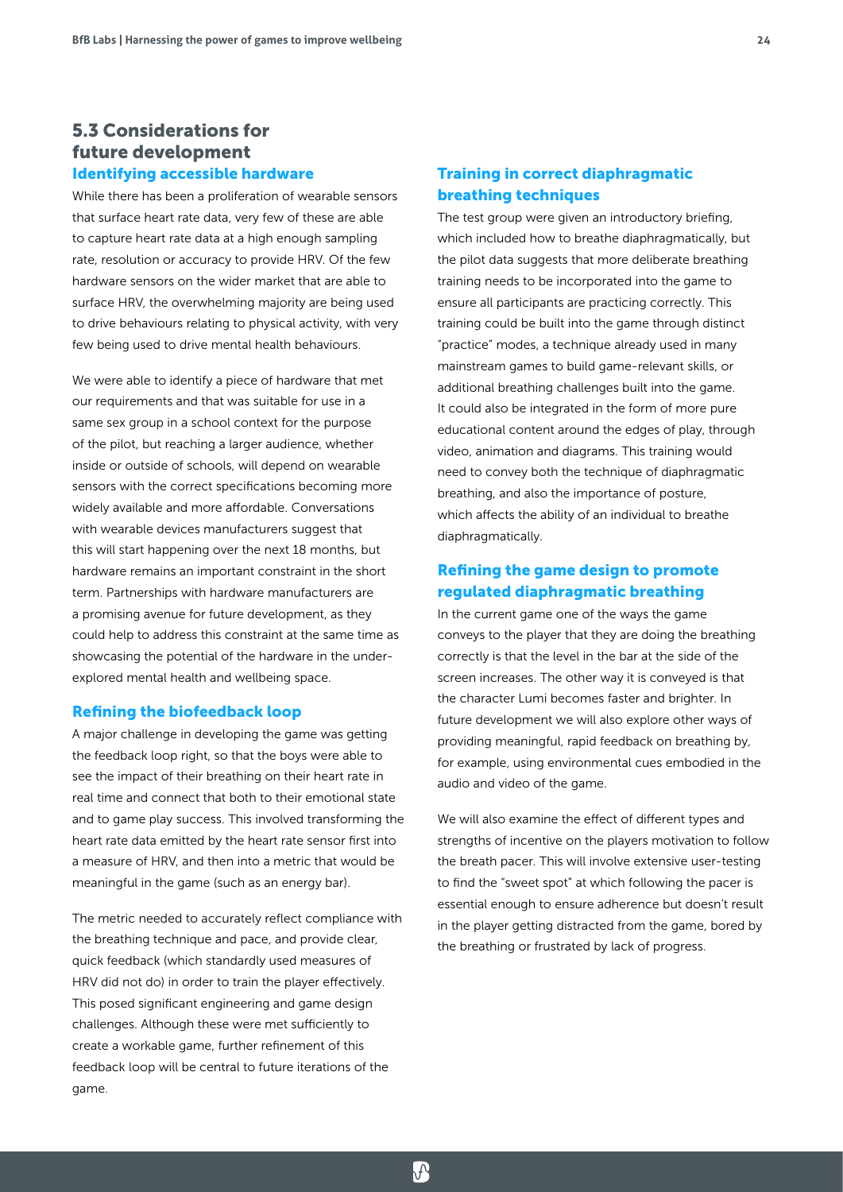## 5.3 Considerations for future development

### Identifying accessible hardware

While there has been a proliferation of wearable sensors that surface heart rate data, very few of these are able to capture heart rate data at a high enough sampling rate, resolution or accuracy to provide HRV. Of the few hardware sensors on the wider market that are able to surface HRV, the overwhelming majority are being used to drive behaviours relating to physical activity, with very few being used to drive mental health behaviours.

We were able to identify a piece of hardware that met our requirements and that was suitable for use in a same sex group in a school context for the purpose of the pilot, but reaching a larger audience, whether inside or outside of schools, will depend on wearable sensors with the correct specifications becoming more widely available and more affordable. Conversations with wearable devices manufacturers suggest that this will start happening over the next 18 months, but hardware remains an important constraint in the short term. Partnerships with hardware manufacturers are a promising avenue for future development, as they could help to address this constraint at the same time as showcasing the potential of the hardware in the under-explored mental health and wellbeing space.

### Refining the biofeedback loop

A major challenge in developing the game was getting the feedback loop right, so that the boys were able to see the impact of their breathing on their heart rate in real time and connect that both to their emotional state and to game play success. This involved transforming the heart rate data emitted by the heart rate sensor first into a measure of HRV, and then into a metric that would be meaningful in the game (such as an energy bar).

The metric needed to accurately reflect compliance with the breathing technique and pace, and provide clear, quick feedback (which standardly used measures of HRV did not do) in order to train the player effectively. This posed significant engineering and game design challenges. Although these were met sufficiently to create a workable game, further refinement of this feedback loop will be central to future iterations of the game.

### Training in correct diaphragmatic breathing techniques

The test group were given an introductory briefing, which included how to breathe diaphragmatically, but the pilot data suggests that more deliberate breathing training needs to be incorporated into the game to ensure all participants are practicing correctly. This training could be built into the game through distinct "practice" modes, a technique already used in many mainstream games to build game-relevant skills, or additional breathing challenges built into the game. It could also be integrated in the form of more pure educational content around the edges of play, through video, animation and diagrams. This training would need to convey both the technique of diaphragmatic breathing, and also the importance of posture, which affects the ability of an individual to breathe diaphragmatically.

### Refining the game design to promote regulated diaphragmatic breathing

In the current game one of the ways the game conveys to the player that they are doing the breathing correctly is that the level in the bar at the side of the screen increases. The other way it is conveyed is that the character Lumi becomes faster and brighter. In future development we will also explore other ways of providing meaningful, rapid feedback on breathing by, for example, using environmental cues embodied in the audio and video of the game.

We will also examine the effect of different types and strengths of incentive on the players motivation to follow the breath pacer. This will involve extensive user-testing to find the "sweet spot" at which following the pacer is essential enough to ensure adherence but doesn't result in the player getting distracted from the game, bored by the breathing or frustrated by lack of progress.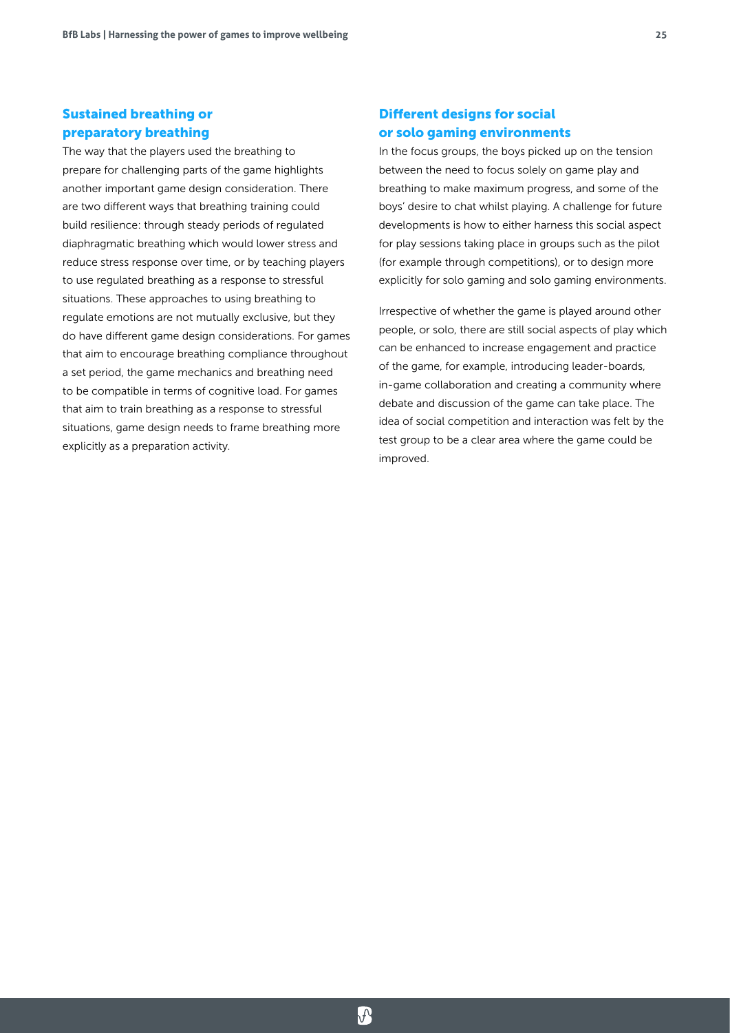## Sustained breathing or preparatory breathing

The way that the players used the breathing to prepare for challenging parts of the game highlights another important game design consideration. There are two different ways that breathing training could build resilience: through steady periods of regulated diaphragmatic breathing which would lower stress and reduce stress response over time, or by teaching players to use regulated breathing as a response to stressful situations. These approaches to using breathing to regulate emotions are not mutually exclusive, but they do have different game design considerations. For games that aim to encourage breathing compliance throughout a set period, the game mechanics and breathing need to be compatible in terms of cognitive load. For games that aim to train breathing as a response to stressful situations, game design needs to frame breathing more explicitly as a preparation activity.

## Different designs for social or solo gaming environments

In the focus groups, the boys picked up on the tension between the need to focus solely on game play and breathing to make maximum progress, and some of the boys' desire to chat whilst playing. A challenge for future developments is how to either harness this social aspect for play sessions taking place in groups such as the pilot (for example through competitions), or to design more explicitly for solo gaming and solo gaming environments.

Irrespective of whether the game is played around other people, or solo, there are still social aspects of play which can be enhanced to increase engagement and practice of the game, for example, introducing leader-boards, in-game collaboration and creating a community where debate and discussion of the game can take place. The idea of social competition and interaction was felt by the test group to be a clear area where the game could be improved.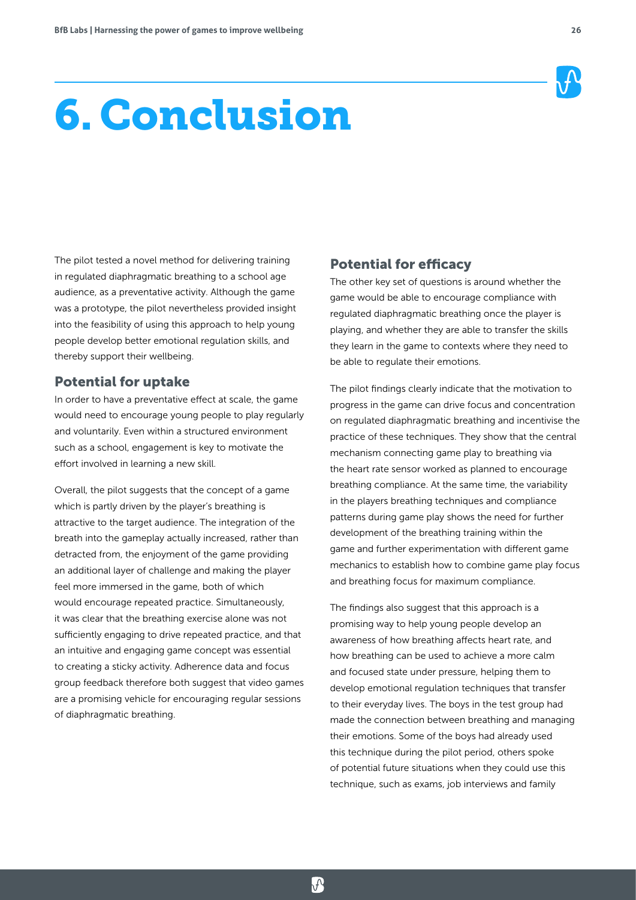# 6. Conclusion

The pilot tested a novel method for delivering training in regulated diaphragmatic breathing to a school age audience, as a preventative activity. Although the game was a prototype, the pilot nevertheless provided insight into the feasibility of using this approach to help young people develop better emotional regulation skills, and thereby support their wellbeing.

## Potential for uptake

In order to have a preventative effect at scale, the game would need to encourage young people to play regularly and voluntarily. Even within a structured environment such as a school, engagement is key to motivate the effort involved in learning a new skill.

Overall, the pilot suggests that the concept of a game which is partly driven by the player's breathing is attractive to the target audience. The integration of the breath into the gameplay actually increased, rather than detracted from, the enjoyment of the game providing an additional layer of challenge and making the player feel more immersed in the game, both of which would encourage repeated practice. Simultaneously, it was clear that the breathing exercise alone was not sufficiently engaging to drive repeated practice, and that an intuitive and engaging game concept was essential to creating a sticky activity. Adherence data and focus group feedback therefore both suggest that video games are a promising vehicle for encouraging regular sessions of diaphragmatic breathing.

## Potential for efficacy

The other key set of questions is around whether the game would be able to encourage compliance with regulated diaphragmatic breathing once the player is playing, and whether they are able to transfer the skills they learn in the game to contexts where they need to be able to regulate their emotions.

The pilot findings clearly indicate that the motivation to progress in the game can drive focus and concentration on regulated diaphragmatic breathing and incentivise the practice of these techniques. They show that the central mechanism connecting game play to breathing via the heart rate sensor worked as planned to encourage breathing compliance. At the same time, the variability in the players breathing techniques and compliance patterns during game play shows the need for further development of the breathing training within the game and further experimentation with different game mechanics to establish how to combine game play focus and breathing focus for maximum compliance.

The findings also suggest that this approach is a promising way to help young people develop an awareness of how breathing affects heart rate, and how breathing can be used to achieve a more calm and focused state under pressure, helping them to develop emotional regulation techniques that transfer to their everyday lives. The boys in the test group had made the connection between breathing and managing their emotions. Some of the boys had already used this technique during the pilot period, others spoke of potential future situations when they could use this technique, such as exams, job interviews and family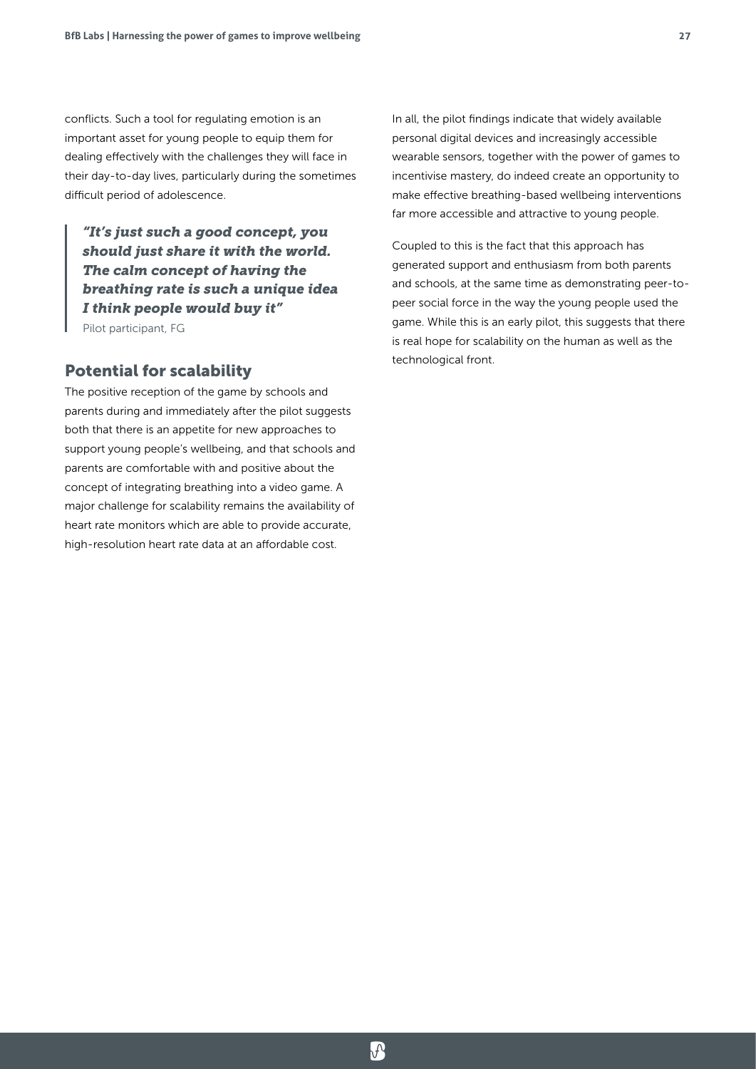conflicts. Such a tool for regulating emotion is an important asset for young people to equip them for dealing effectively with the challenges they will face in their day-to-day lives, particularly during the sometimes difficult period of adolescence.

> ***"It's just such a good concept, you should just share it with the world. The calm concept of having the breathing rate is such a unique idea I think people would buy it"***
>
> Pilot participant, FG

## Potential for scalability

The positive reception of the game by schools and parents during and immediately after the pilot suggests both that there is an appetite for new approaches to support young people's wellbeing, and that schools and parents are comfortable with and positive about the concept of integrating breathing into a video game. A major challenge for scalability remains the availability of heart rate monitors which are able to provide accurate, high-resolution heart rate data at an affordable cost.

In all, the pilot findings indicate that widely available personal digital devices and increasingly accessible wearable sensors, together with the power of games to incentivise mastery, do indeed create an opportunity to make effective breathing-based wellbeing interventions far more accessible and attractive to young people.

Coupled to this is the fact that this approach has generated support and enthusiasm from both parents and schools, at the same time as demonstrating peer-to-peer social force in the way the young people used the game. While this is an early pilot, this suggests that there is real hope for scalability on the human as well as the technological front.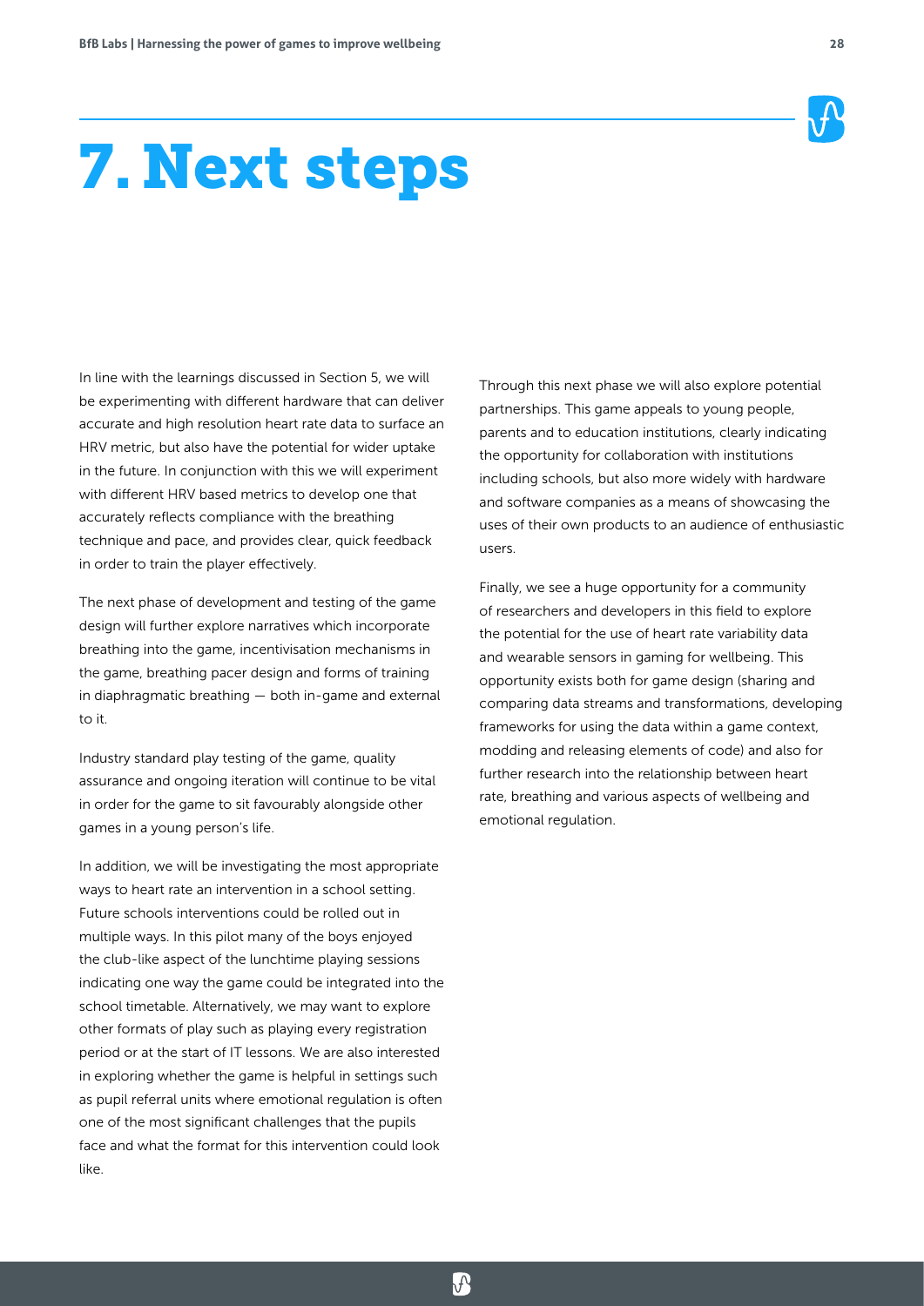# 7. Next steps

In line with the learnings discussed in Section 5, we will be experimenting with different hardware that can deliver accurate and high resolution heart rate data to surface an HRV metric, but also have the potential for wider uptake in the future. In conjunction with this we will experiment with different HRV based metrics to develop one that accurately reflects compliance with the breathing technique and pace, and provides clear, quick feedback in order to train the player effectively.

The next phase of development and testing of the game design will further explore narratives which incorporate breathing into the game, incentivisation mechanisms in the game, breathing pacer design and forms of training in diaphragmatic breathing — both in-game and external to it.

Industry standard play testing of the game, quality assurance and ongoing iteration will continue to be vital in order for the game to sit favourably alongside other games in a young person's life.

In addition, we will be investigating the most appropriate ways to heart rate an intervention in a school setting. Future schools interventions could be rolled out in multiple ways. In this pilot many of the boys enjoyed the club-like aspect of the lunchtime playing sessions indicating one way the game could be integrated into the school timetable. Alternatively, we may want to explore other formats of play such as playing every registration period or at the start of IT lessons. We are also interested in exploring whether the game is helpful in settings such as pupil referral units where emotional regulation is often one of the most significant challenges that the pupils face and what the format for this intervention could look like.

Through this next phase we will also explore potential partnerships. This game appeals to young people, parents and to education institutions, clearly indicating the opportunity for collaboration with institutions including schools, but also more widely with hardware and software companies as a means of showcasing the uses of their own products to an audience of enthusiastic users.

Finally, we see a huge opportunity for a community of researchers and developers in this field to explore the potential for the use of heart rate variability data and wearable sensors in gaming for wellbeing. This opportunity exists both for game design (sharing and comparing data streams and transformations, developing frameworks for using the data within a game context, modding and releasing elements of code) and also for further research into the relationship between heart rate, breathing and various aspects of wellbeing and emotional regulation.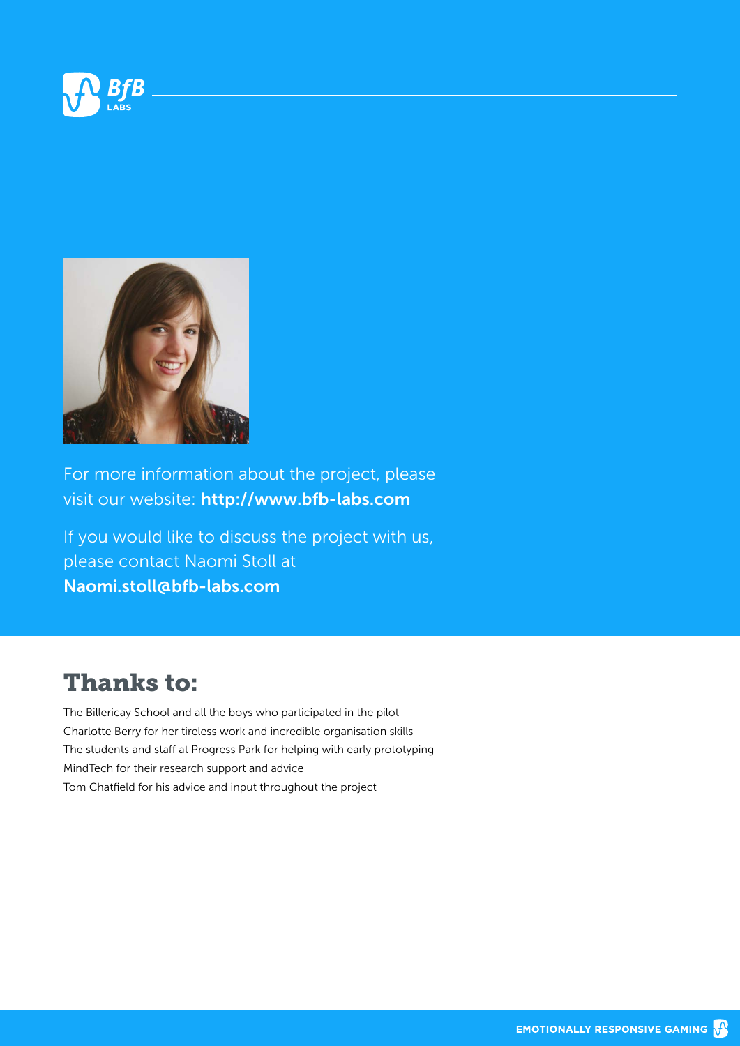For more information about the project, please visit our website: **http://www.bfb-labs.com**

If you would like to discuss the project with us, please contact Naomi Stoll at **Naomi.stoll@bfb-labs.com**

## Thanks to:

The Billericay School and all the boys who participated in the pilot
Charlotte Berry for her tireless work and incredible organisation skills
The students and staff at Progress Park for helping with early prototyping
MindTech for their research support and advice
Tom Chatfield for his advice and input throughout the project